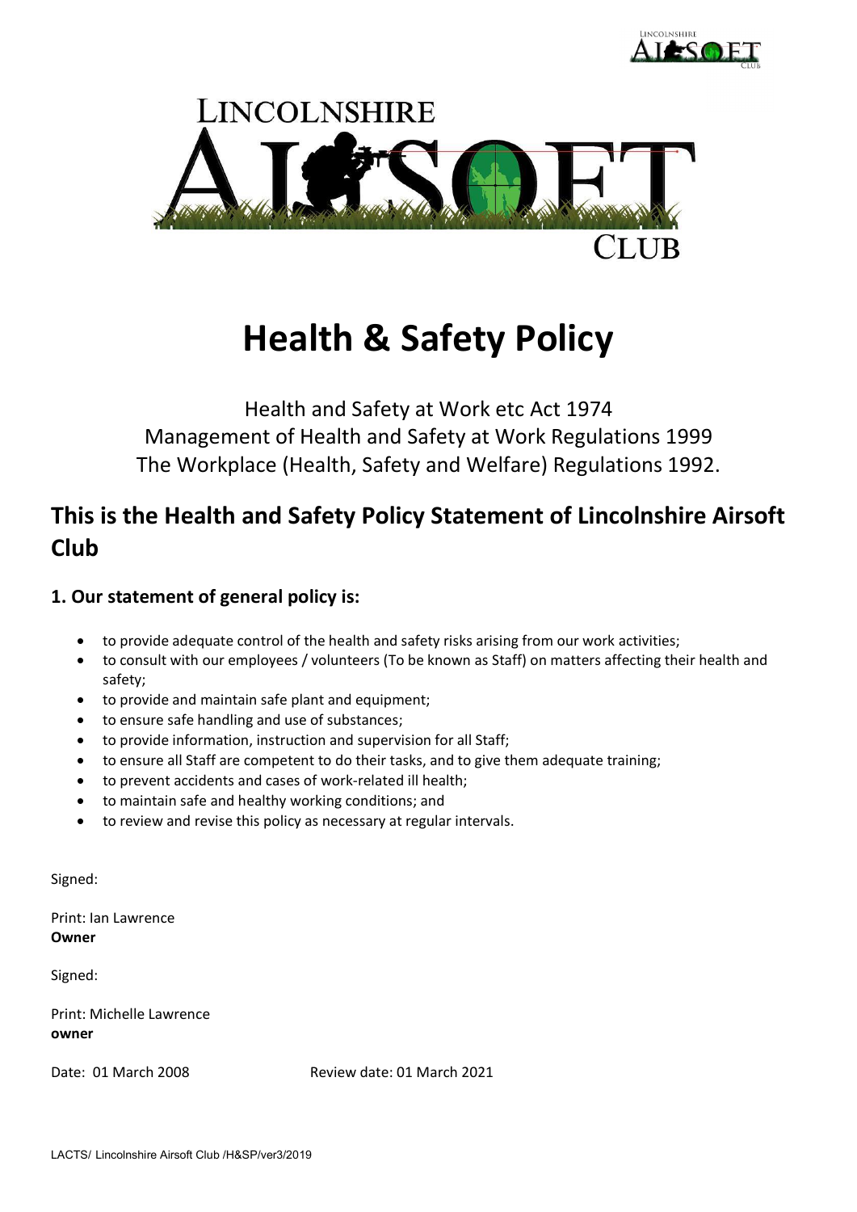# Health & Safety Policy

Health and Safety at Work etc Act 1974
Management of Health and Safety at Work Regulations 1999
The Workplace (Health, Safety and Welfare) Regulations 1992.

## This is the Health and Safety Policy Statement of Lincolnshire Airsoft Club

### 1. Our statement of general policy is:

- to provide adequate control of the health and safety risks arising from our work activities;
- to consult with our employees / volunteers (To be known as Staff) on matters affecting their health and safety;
- to provide and maintain safe plant and equipment;
- to ensure safe handling and use of substances;
- to provide information, instruction and supervision for all Staff;
- to ensure all Staff are competent to do their tasks, and to give them adequate training;
- to prevent accidents and cases of work-related ill health;
- to maintain safe and healthy working conditions; and
- to review and revise this policy as necessary at regular intervals.

Signed:

Print: Ian Lawrence
**Owner**

Signed:

Print: Michelle Lawrence
**owner**

Date: 01 March 2008 Review date: 01 March 2021

LACTS/ Lincolnshire Airsoft Club /H&SP/ver3/2019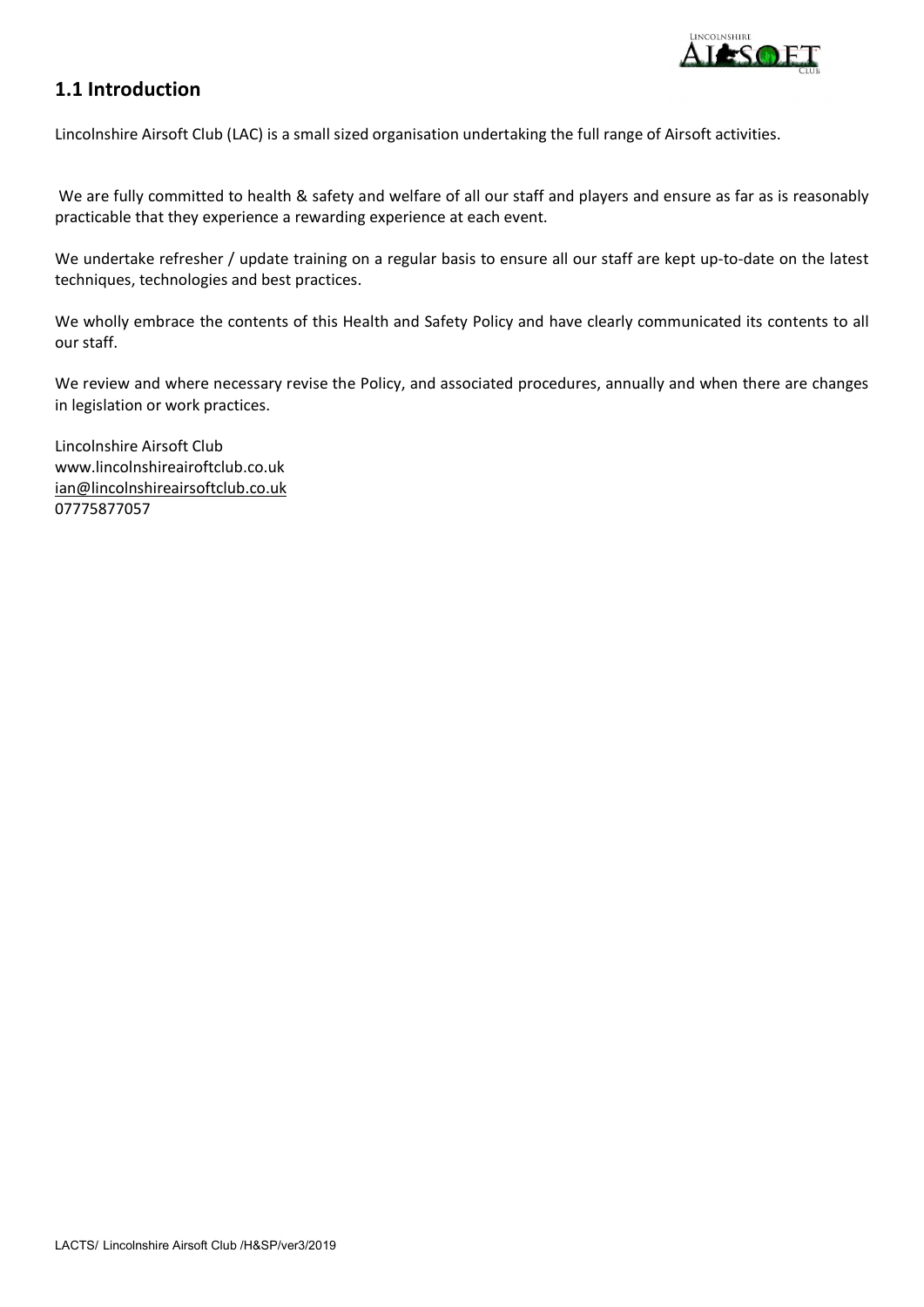## 1.1 Introduction

Lincolnshire Airsoft Club (LAC) is a small sized organisation undertaking the full range of Airsoft activities.

We are fully committed to health & safety and welfare of all our staff and players and ensure as far as is reasonably practicable that they experience a rewarding experience at each event.

We undertake refresher / update training on a regular basis to ensure all our staff are kept up-to-date on the latest techniques, technologies and best practices.

We wholly embrace the contents of this Health and Safety Policy and have clearly communicated its contents to all our staff.

We review and where necessary revise the Policy, and associated procedures, annually and when there are changes in legislation or work practices.

Lincolnshire Airsoft Club
www.lincolnshireairoftclub.co.uk
ian@lincolnshireairsoftclub.co.uk
07775877057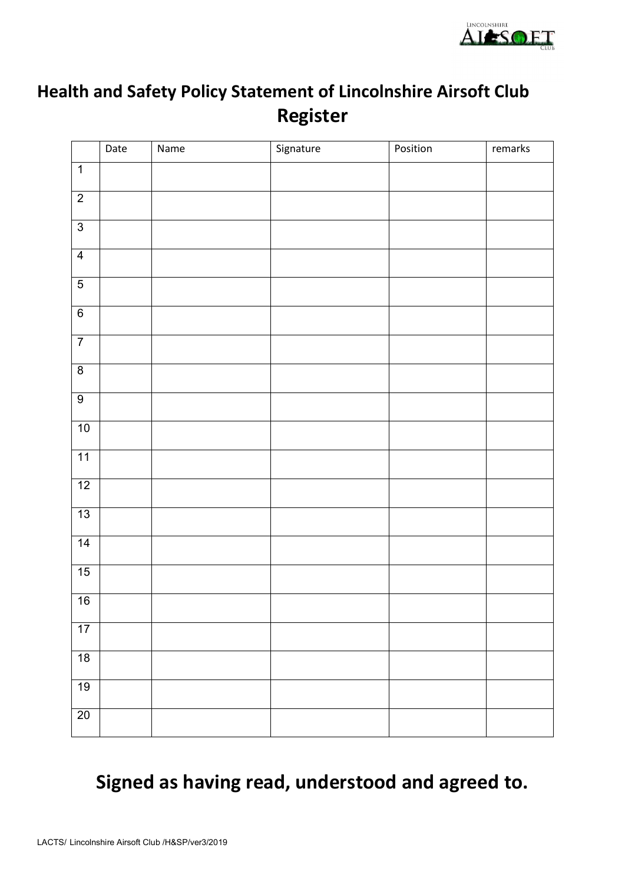# Health and Safety Policy Statement of Lincolnshire Airsoft Club Register

| | Date | Name | Signature | Position | remarks |
|---|---|---|---|---|---|
| 1 | | | | | |
| 2 | | | | | |
| 3 | | | | | |
| 4 | | | | | |
| 5 | | | | | |
| 6 | | | | | |
| 7 | | | | | |
| 8 | | | | | |
| 9 | | | | | |
| 10 | | | | | |
| 11 | | | | | |
| 12 | | | | | |
| 13 | | | | | |
| 14 | | | | | |
| 15 | | | | | |
| 16 | | | | | |
| 17 | | | | | |
| 18 | | | | | |
| 19 | | | | | |
| 20 | | | | | |

## Signed as having read, understood and agreed to.

LACTS/ Lincolnshire Airsoft Club /H&SP/ver3/2019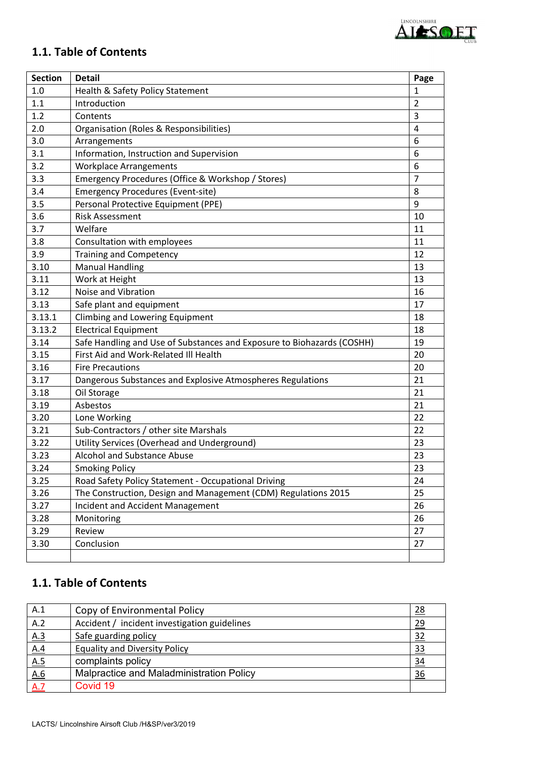## 1.1. Table of Contents

| Section | Detail | Page |
|---|---|---|
| 1.0 | Health & Safety Policy Statement | 1 |
| 1.1 | Introduction | 2 |
| 1.2 | Contents | 3 |
| 2.0 | Organisation (Roles & Responsibilities) | 4 |
| 3.0 | Arrangements | 6 |
| 3.1 | Information, Instruction and Supervision | 6 |
| 3.2 | Workplace Arrangements | 6 |
| 3.3 | Emergency Procedures (Office & Workshop / Stores) | 7 |
| 3.4 | Emergency Procedures (Event-site) | 8 |
| 3.5 | Personal Protective Equipment (PPE) | 9 |
| 3.6 | Risk Assessment | 10 |
| 3.7 | Welfare | 11 |
| 3.8 | Consultation with employees | 11 |
| 3.9 | Training and Competency | 12 |
| 3.10 | Manual Handling | 13 |
| 3.11 | Work at Height | 13 |
| 3.12 | Noise and Vibration | 16 |
| 3.13 | Safe plant and equipment | 17 |
| 3.13.1 | Climbing and Lowering Equipment | 18 |
| 3.13.2 | Electrical Equipment | 18 |
| 3.14 | Safe Handling and Use of Substances and Exposure to Biohazards (COSHH) | 19 |
| 3.15 | First Aid and Work-Related Ill Health | 20 |
| 3.16 | Fire Precautions | 20 |
| 3.17 | Dangerous Substances and Explosive Atmospheres Regulations | 21 |
| 3.18 | Oil Storage | 21 |
| 3.19 | Asbestos | 21 |
| 3.20 | Lone Working | 22 |
| 3.21 | Sub-Contractors / other site Marshals | 22 |
| 3.22 | Utility Services (Overhead and Underground) | 23 |
| 3.23 | Alcohol and Substance Abuse | 23 |
| 3.24 | Smoking Policy | 23 |
| 3.25 | Road Safety Policy Statement - Occupational Driving | 24 |
| 3.26 | The Construction, Design and Management (CDM) Regulations 2015 | 25 |
| 3.27 | Incident and Accident Management | 26 |
| 3.28 | Monitoring | 26 |
| 3.29 | Review | 27 |
| 3.30 | Conclusion | 27 |
| | | |

## 1.1. Table of Contents

| | | |
|---|---|---|
| A.1 | Copy of Environmental Policy | 28 |
| A.2 | Accident / incident investigation guidelines | 29 |
| A.3 | Safe guarding policy | 32 |
| A.4 | Equality and Diversity Policy | 33 |
| A.5 | complaints policy | 34 |
| A.6 | Malpractice and Maladministration Policy | 36 |
| A.7 | Covid 19 | |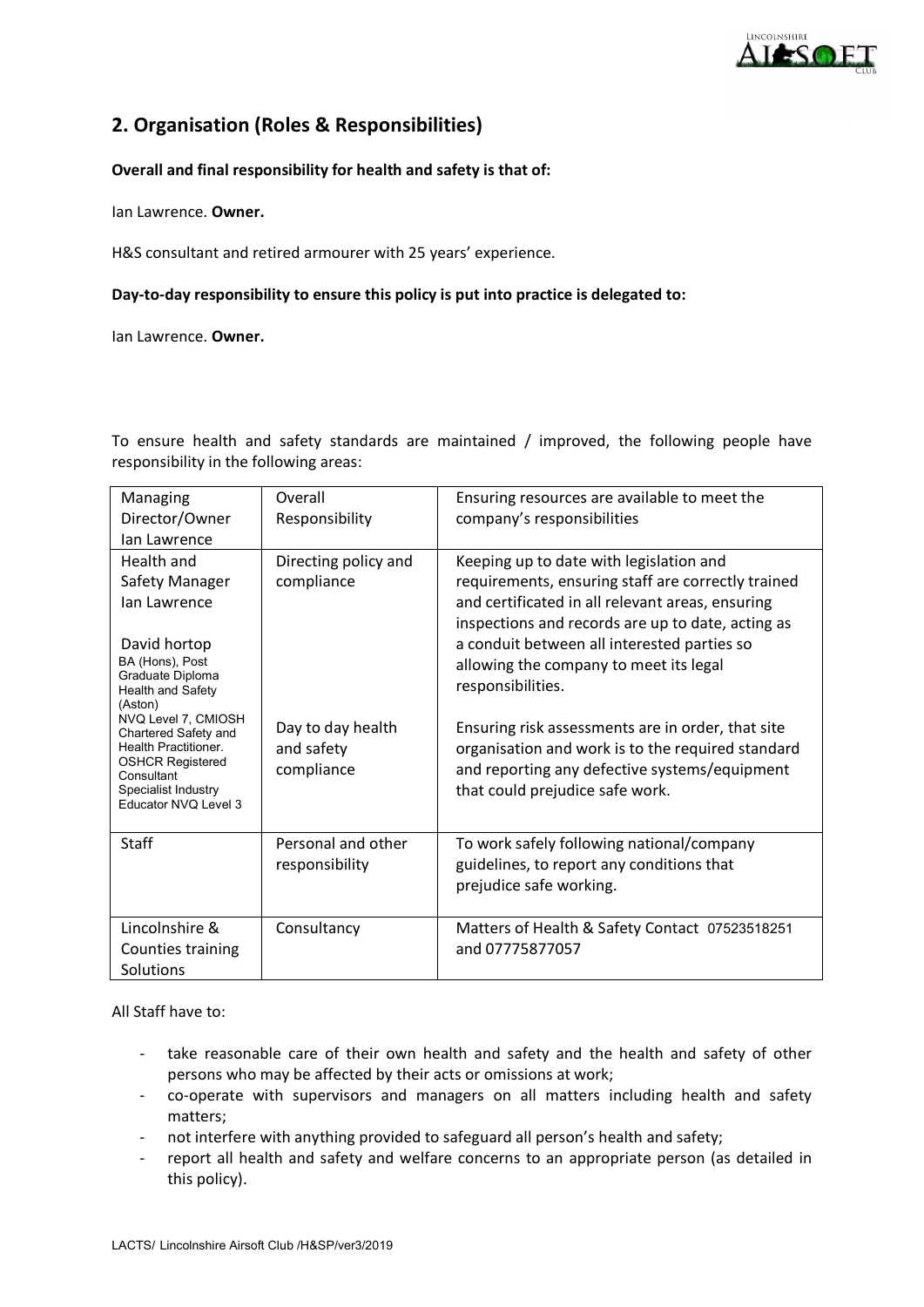## 2. Organisation (Roles & Responsibilities)

**Overall and final responsibility for health and safety is that of:**

Ian Lawrence. **Owner.**

H&S consultant and retired armourer with 25 years' experience.

**Day-to-day responsibility to ensure this policy is put into practice is delegated to:**

Ian Lawrence. **Owner.**

To ensure health and safety standards are maintained / improved, the following people have responsibility in the following areas:

| | | |
|---|---|---|
| Managing Director/Owner Ian Lawrence | Overall Responsibility | Ensuring resources are available to meet the company's responsibilities |
| Health and Safety Manager Ian Lawrence<br><br>David hortop<br>BA (Hons), Post Graduate Diploma Health and Safety (Aston)<br>NVQ Level 7, CMIOSH Chartered Safety and Health Practitioner.<br>OSHCR Registered Consultant<br>Specialist Industry Educator NVQ Level 3 | Directing policy and compliance<br><br>Day to day health and safety compliance | Keeping up to date with legislation and requirements, ensuring staff are correctly trained and certificated in all relevant areas, ensuring inspections and records are up to date, acting as a conduit between all interested parties so allowing the company to meet its legal responsibilities.<br><br>Ensuring risk assessments are in order, that site organisation and work is to the required standard and reporting any defective systems/equipment that could prejudice safe work. |
| Staff | Personal and other responsibility | To work safely following national/company guidelines, to report any conditions that prejudice safe working. |
| Lincolnshire & Counties training Solutions | Consultancy | Matters of Health & Safety Contact 07523518251 and 07775877057 |

All Staff have to:

- take reasonable care of their own health and safety and the health and safety of other persons who may be affected by their acts or omissions at work;
- co-operate with supervisors and managers on all matters including health and safety matters;
- not interfere with anything provided to safeguard all person's health and safety;
- report all health and safety and welfare concerns to an appropriate person (as detailed in this policy).

LACTS/ Lincolnshire Airsoft Club /H&SP/ver3/2019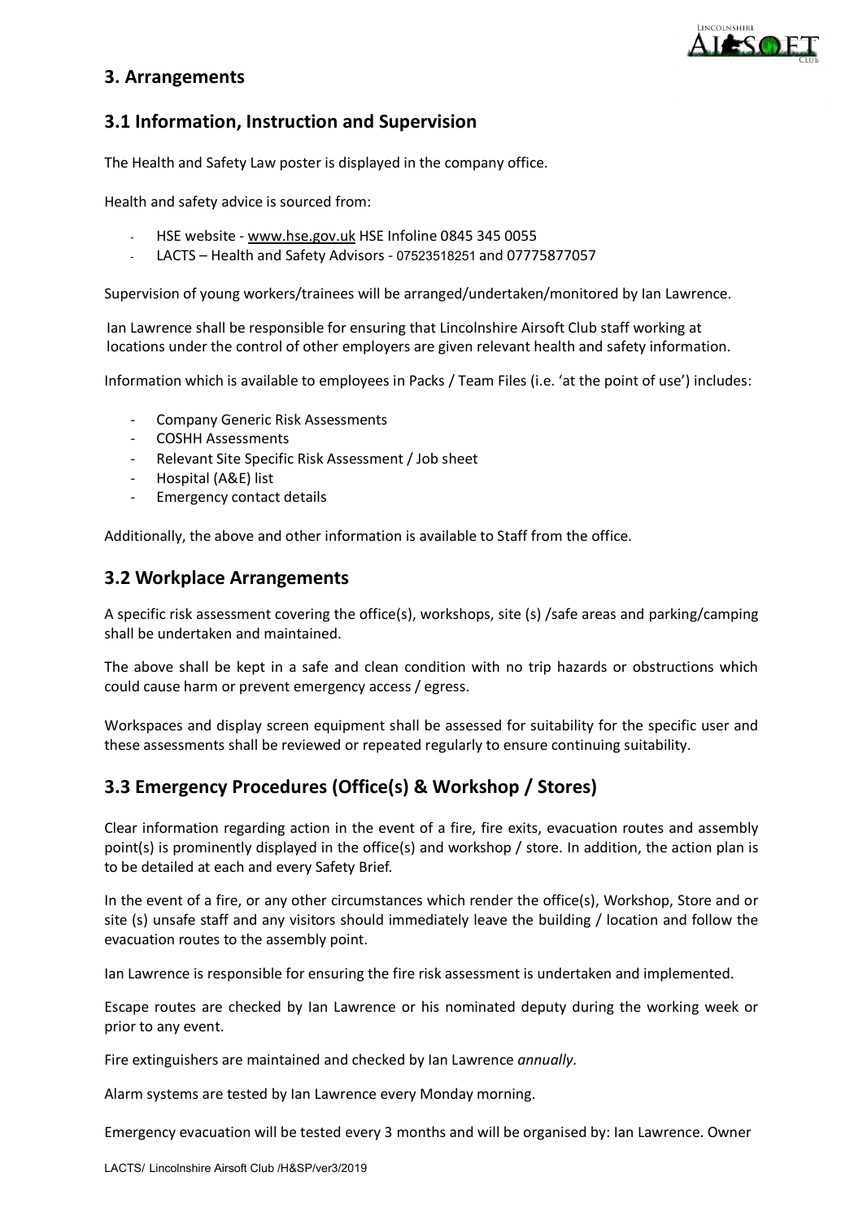## 3. Arrangements

## 3.1 Information, Instruction and Supervision

The Health and Safety Law poster is displayed in the company office.

Health and safety advice is sourced from:

- HSE website - www.hse.gov.uk HSE Infoline 0845 345 0055
- LACTS – Health and Safety Advisors - 07523518251 and 07775877057

Supervision of young workers/trainees will be arranged/undertaken/monitored by Ian Lawrence.

Ian Lawrence shall be responsible for ensuring that Lincolnshire Airsoft Club staff working at locations under the control of other employers are given relevant health and safety information.

Information which is available to employees in Packs / Team Files (i.e. 'at the point of use') includes:

- Company Generic Risk Assessments
- COSHH Assessments
- Relevant Site Specific Risk Assessment / Job sheet
- Hospital (A&E) list
- Emergency contact details

Additionally, the above and other information is available to Staff from the office.

## 3.2 Workplace Arrangements

A specific risk assessment covering the office(s), workshops, site (s) /safe areas and parking/camping shall be undertaken and maintained.

The above shall be kept in a safe and clean condition with no trip hazards or obstructions which could cause harm or prevent emergency access / egress.

Workspaces and display screen equipment shall be assessed for suitability for the specific user and these assessments shall be reviewed or repeated regularly to ensure continuing suitability.

## 3.3 Emergency Procedures (Office(s) & Workshop / Stores)

Clear information regarding action in the event of a fire, fire exits, evacuation routes and assembly point(s) is prominently displayed in the office(s) and workshop / store. In addition, the action plan is to be detailed at each and every Safety Brief.

In the event of a fire, or any other circumstances which render the office(s), Workshop, Store and or site (s) unsafe staff and any visitors should immediately leave the building / location and follow the evacuation routes to the assembly point.

Ian Lawrence is responsible for ensuring the fire risk assessment is undertaken and implemented.

Escape routes are checked by Ian Lawrence or his nominated deputy during the working week or prior to any event.

Fire extinguishers are maintained and checked by Ian Lawrence *annually*.

Alarm systems are tested by Ian Lawrence every Monday morning.

Emergency evacuation will be tested every 3 months and will be organised by: Ian Lawrence. Owner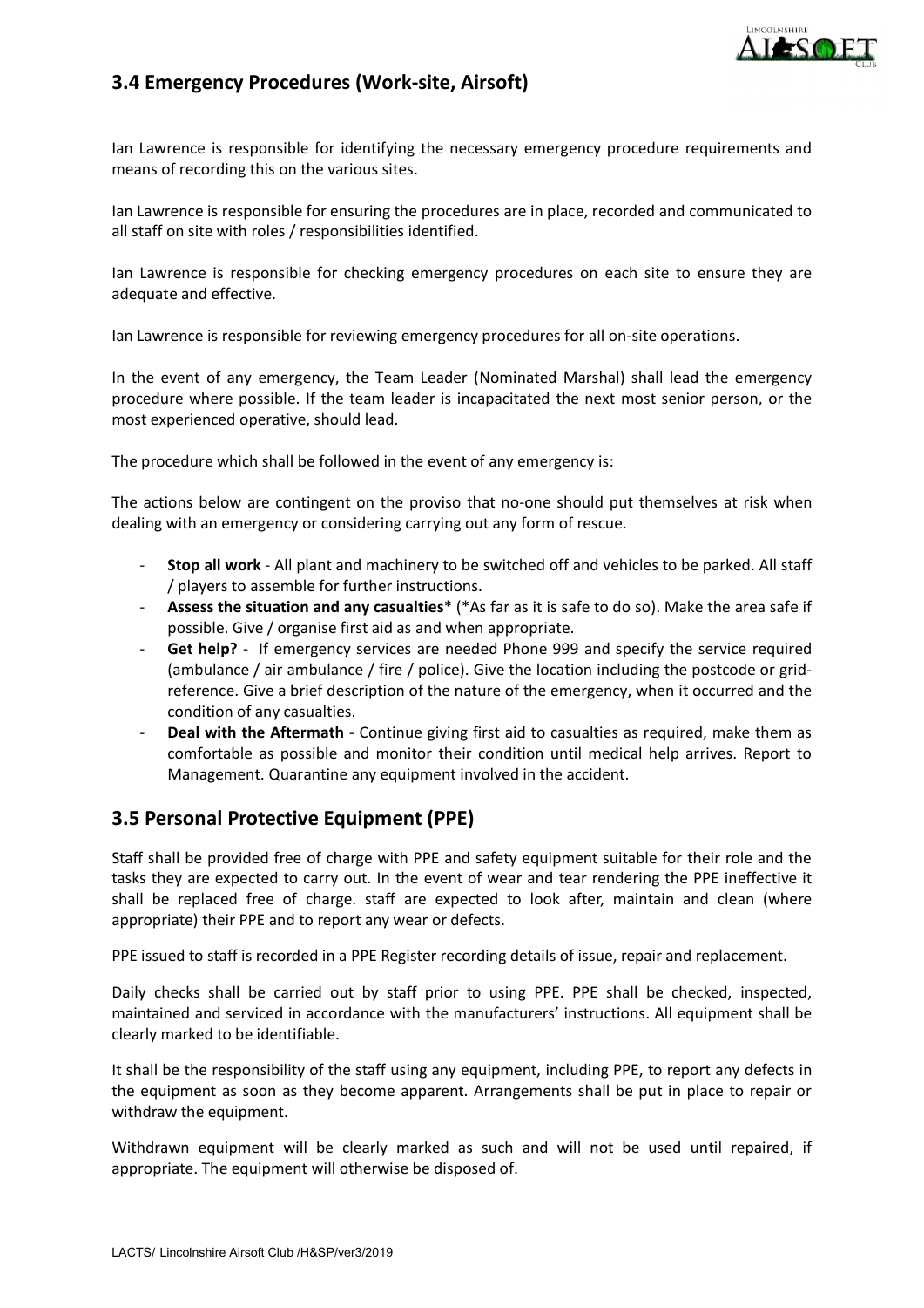## 3.4 Emergency Procedures (Work-site, Airsoft)

Ian Lawrence is responsible for identifying the necessary emergency procedure requirements and means of recording this on the various sites.

Ian Lawrence is responsible for ensuring the procedures are in place, recorded and communicated to all staff on site with roles / responsibilities identified.

Ian Lawrence is responsible for checking emergency procedures on each site to ensure they are adequate and effective.

Ian Lawrence is responsible for reviewing emergency procedures for all on-site operations.

In the event of any emergency, the Team Leader (Nominated Marshal) shall lead the emergency procedure where possible. If the team leader is incapacitated the next most senior person, or the most experienced operative, should lead.

The procedure which shall be followed in the event of any emergency is:

The actions below are contingent on the proviso that no-one should put themselves at risk when dealing with an emergency or considering carrying out any form of rescue.

- **Stop all work** - All plant and machinery to be switched off and vehicles to be parked. All staff / players to assemble for further instructions.
- **Assess the situation and any casualties*** (*As far as it is safe to do so). Make the area safe if possible. Give / organise first aid as and when appropriate.
- **Get help?** - If emergency services are needed Phone 999 and specify the service required (ambulance / air ambulance / fire / police). Give the location including the postcode or grid-reference. Give a brief description of the nature of the emergency, when it occurred and the condition of any casualties.
- **Deal with the Aftermath** - Continue giving first aid to casualties as required, make them as comfortable as possible and monitor their condition until medical help arrives. Report to Management. Quarantine any equipment involved in the accident.

## 3.5 Personal Protective Equipment (PPE)

Staff shall be provided free of charge with PPE and safety equipment suitable for their role and the tasks they are expected to carry out. In the event of wear and tear rendering the PPE ineffective it shall be replaced free of charge. staff are expected to look after, maintain and clean (where appropriate) their PPE and to report any wear or defects.

PPE issued to staff is recorded in a PPE Register recording details of issue, repair and replacement.

Daily checks shall be carried out by staff prior to using PPE. PPE shall be checked, inspected, maintained and serviced in accordance with the manufacturers' instructions. All equipment shall be clearly marked to be identifiable.

It shall be the responsibility of the staff using any equipment, including PPE, to report any defects in the equipment as soon as they become apparent. Arrangements shall be put in place to repair or withdraw the equipment.

Withdrawn equipment will be clearly marked as such and will not be used until repaired, if appropriate. The equipment will otherwise be disposed of.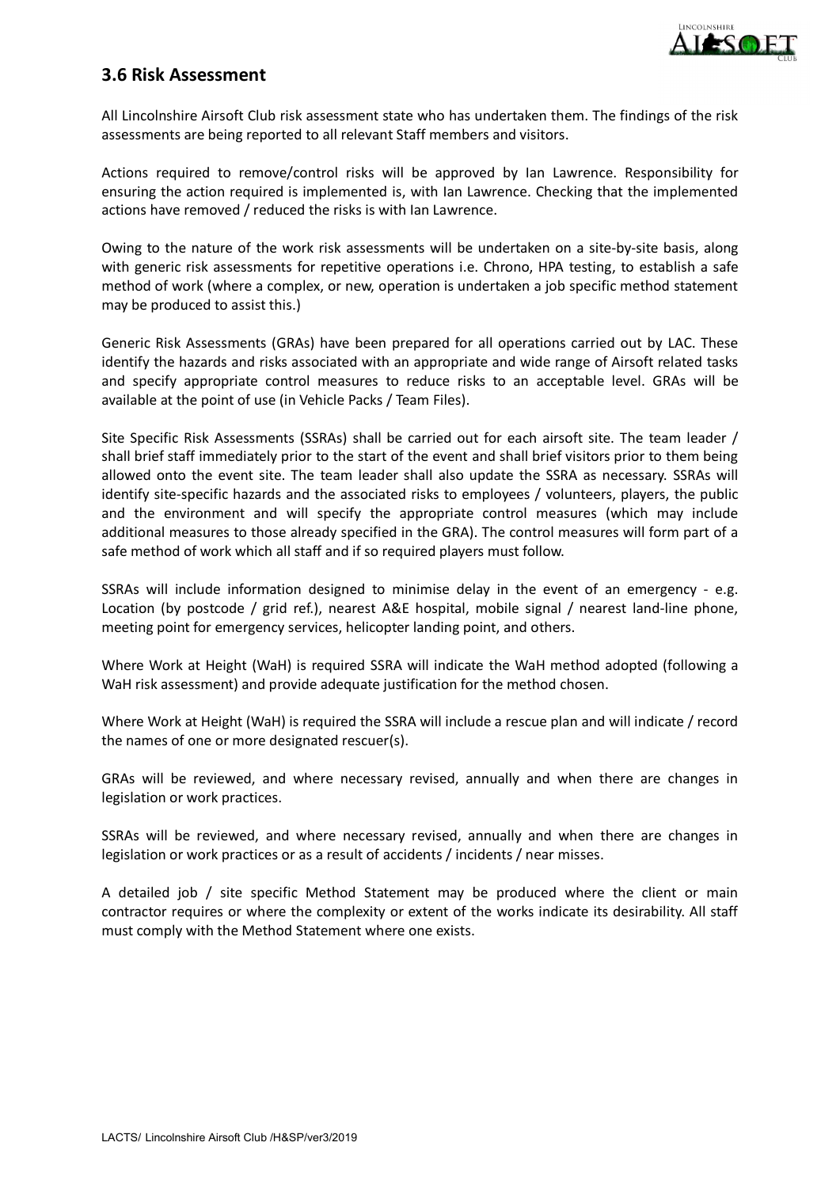## 3.6 Risk Assessment

All Lincolnshire Airsoft Club risk assessment state who has undertaken them. The findings of the risk assessments are being reported to all relevant Staff members and visitors.

Actions required to remove/control risks will be approved by Ian Lawrence. Responsibility for ensuring the action required is implemented is, with Ian Lawrence. Checking that the implemented actions have removed / reduced the risks is with Ian Lawrence.

Owing to the nature of the work risk assessments will be undertaken on a site-by-site basis, along with generic risk assessments for repetitive operations i.e. Chrono, HPA testing, to establish a safe method of work (where a complex, or new, operation is undertaken a job specific method statement may be produced to assist this.)

Generic Risk Assessments (GRAs) have been prepared for all operations carried out by LAC. These identify the hazards and risks associated with an appropriate and wide range of Airsoft related tasks and specify appropriate control measures to reduce risks to an acceptable level. GRAs will be available at the point of use (in Vehicle Packs / Team Files).

Site Specific Risk Assessments (SSRAs) shall be carried out for each airsoft site. The team leader / shall brief staff immediately prior to the start of the event and shall brief visitors prior to them being allowed onto the event site. The team leader shall also update the SSRA as necessary. SSRAs will identify site-specific hazards and the associated risks to employees / volunteers, players, the public and the environment and will specify the appropriate control measures (which may include additional measures to those already specified in the GRA). The control measures will form part of a safe method of work which all staff and if so required players must follow.

SSRAs will include information designed to minimise delay in the event of an emergency - e.g. Location (by postcode / grid ref.), nearest A&E hospital, mobile signal / nearest land-line phone, meeting point for emergency services, helicopter landing point, and others.

Where Work at Height (WaH) is required SSRA will indicate the WaH method adopted (following a WaH risk assessment) and provide adequate justification for the method chosen.

Where Work at Height (WaH) is required the SSRA will include a rescue plan and will indicate / record the names of one or more designated rescuer(s).

GRAs will be reviewed, and where necessary revised, annually and when there are changes in legislation or work practices.

SSRAs will be reviewed, and where necessary revised, annually and when there are changes in legislation or work practices or as a result of accidents / incidents / near misses.

A detailed job / site specific Method Statement may be produced where the client or main contractor requires or where the complexity or extent of the works indicate its desirability. All staff must comply with the Method Statement where one exists.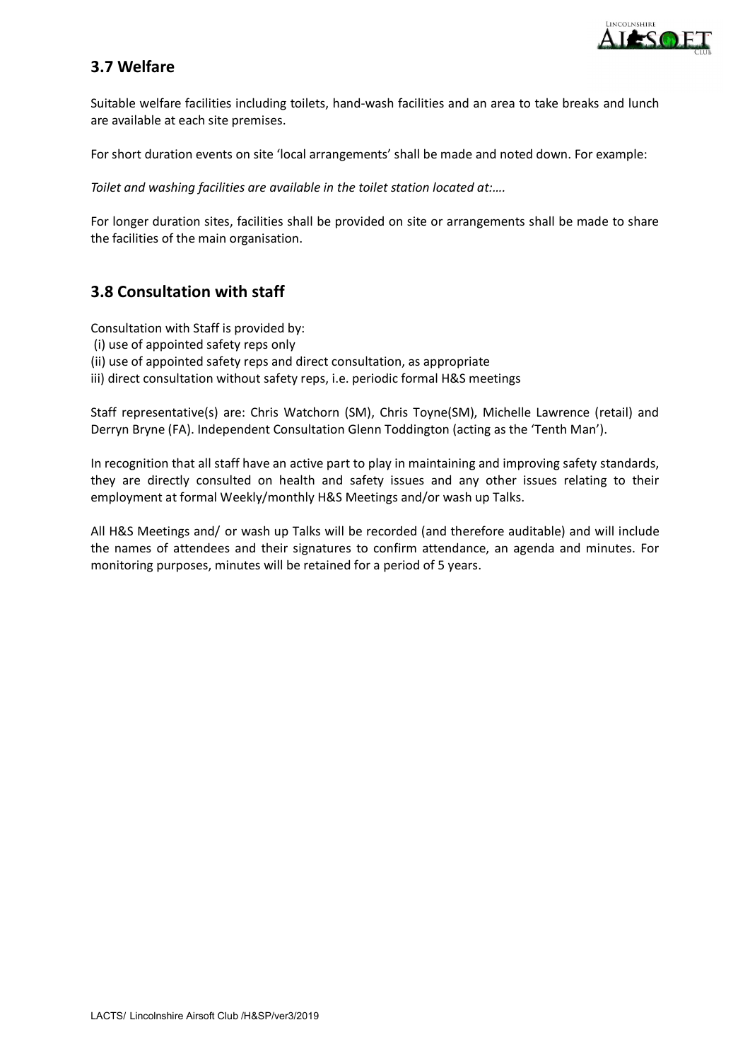## 3.7 Welfare

Suitable welfare facilities including toilets, hand-wash facilities and an area to take breaks and lunch are available at each site premises.

For short duration events on site 'local arrangements' shall be made and noted down. For example:

*Toilet and washing facilities are available in the toilet station located at:….*

For longer duration sites, facilities shall be provided on site or arrangements shall be made to share the facilities of the main organisation.

## 3.8 Consultation with staff

Consultation with Staff is provided by:
(i) use of appointed safety reps only
(ii) use of appointed safety reps and direct consultation, as appropriate
iii) direct consultation without safety reps, i.e. periodic formal H&S meetings

Staff representative(s) are: Chris Watchorn (SM), Chris Toyne(SM), Michelle Lawrence (retail) and Derryn Bryne (FA). Independent Consultation Glenn Toddington (acting as the 'Tenth Man').

In recognition that all staff have an active part to play in maintaining and improving safety standards, they are directly consulted on health and safety issues and any other issues relating to their employment at formal Weekly/monthly H&S Meetings and/or wash up Talks.

All H&S Meetings and/ or wash up Talks will be recorded (and therefore auditable) and will include the names of attendees and their signatures to confirm attendance, an agenda and minutes. For monitoring purposes, minutes will be retained for a period of 5 years.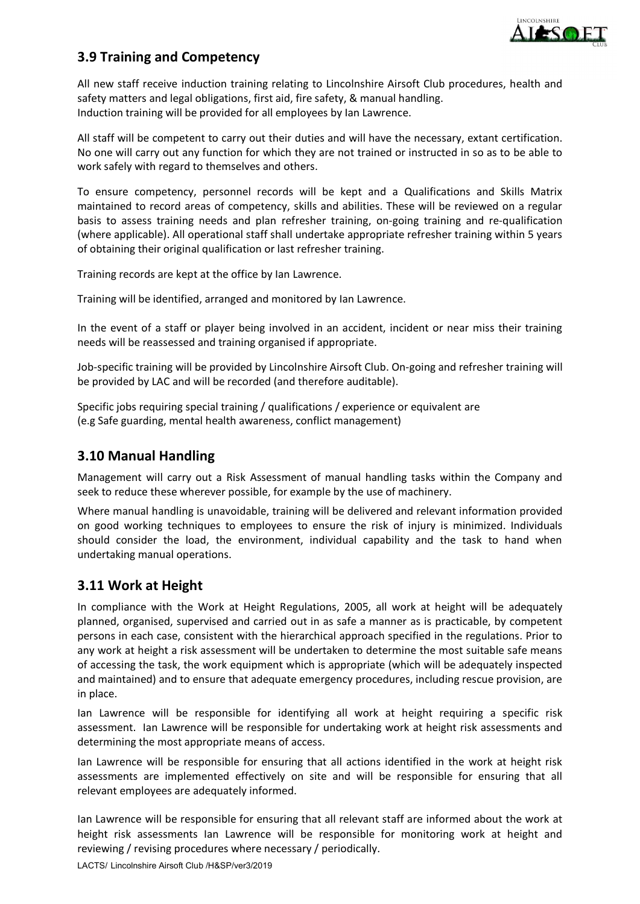## 3.9 Training and Competency

All new staff receive induction training relating to Lincolnshire Airsoft Club procedures, health and safety matters and legal obligations, first aid, fire safety, & manual handling.
Induction training will be provided for all employees by Ian Lawrence.

All staff will be competent to carry out their duties and will have the necessary, extant certification. No one will carry out any function for which they are not trained or instructed in so as to be able to work safely with regard to themselves and others.

To ensure competency, personnel records will be kept and a Qualifications and Skills Matrix maintained to record areas of competency, skills and abilities. These will be reviewed on a regular basis to assess training needs and plan refresher training, on-going training and re-qualification (where applicable). All operational staff shall undertake appropriate refresher training within 5 years of obtaining their original qualification or last refresher training.

Training records are kept at the office by Ian Lawrence.

Training will be identified, arranged and monitored by Ian Lawrence.

In the event of a staff or player being involved in an accident, incident or near miss their training needs will be reassessed and training organised if appropriate.

Job-specific training will be provided by Lincolnshire Airsoft Club. On-going and refresher training will be provided by LAC and will be recorded (and therefore auditable).

Specific jobs requiring special training / qualifications / experience or equivalent are
(e.g Safe guarding, mental health awareness, conflict management)

## 3.10 Manual Handling

Management will carry out a Risk Assessment of manual handling tasks within the Company and seek to reduce these wherever possible, for example by the use of machinery.

Where manual handling is unavoidable, training will be delivered and relevant information provided on good working techniques to employees to ensure the risk of injury is minimized. Individuals should consider the load, the environment, individual capability and the task to hand when undertaking manual operations.

## 3.11 Work at Height

In compliance with the Work at Height Regulations, 2005, all work at height will be adequately planned, organised, supervised and carried out in as safe a manner as is practicable, by competent persons in each case, consistent with the hierarchical approach specified in the regulations. Prior to any work at height a risk assessment will be undertaken to determine the most suitable safe means of accessing the task, the work equipment which is appropriate (which will be adequately inspected and maintained) and to ensure that adequate emergency procedures, including rescue provision, are in place.

Ian Lawrence will be responsible for identifying all work at height requiring a specific risk assessment. Ian Lawrence will be responsible for undertaking work at height risk assessments and determining the most appropriate means of access.

Ian Lawrence will be responsible for ensuring that all actions identified in the work at height risk assessments are implemented effectively on site and will be responsible for ensuring that all relevant employees are adequately informed.

Ian Lawrence will be responsible for ensuring that all relevant staff are informed about the work at height risk assessments Ian Lawrence will be responsible for monitoring work at height and reviewing / revising procedures where necessary / periodically.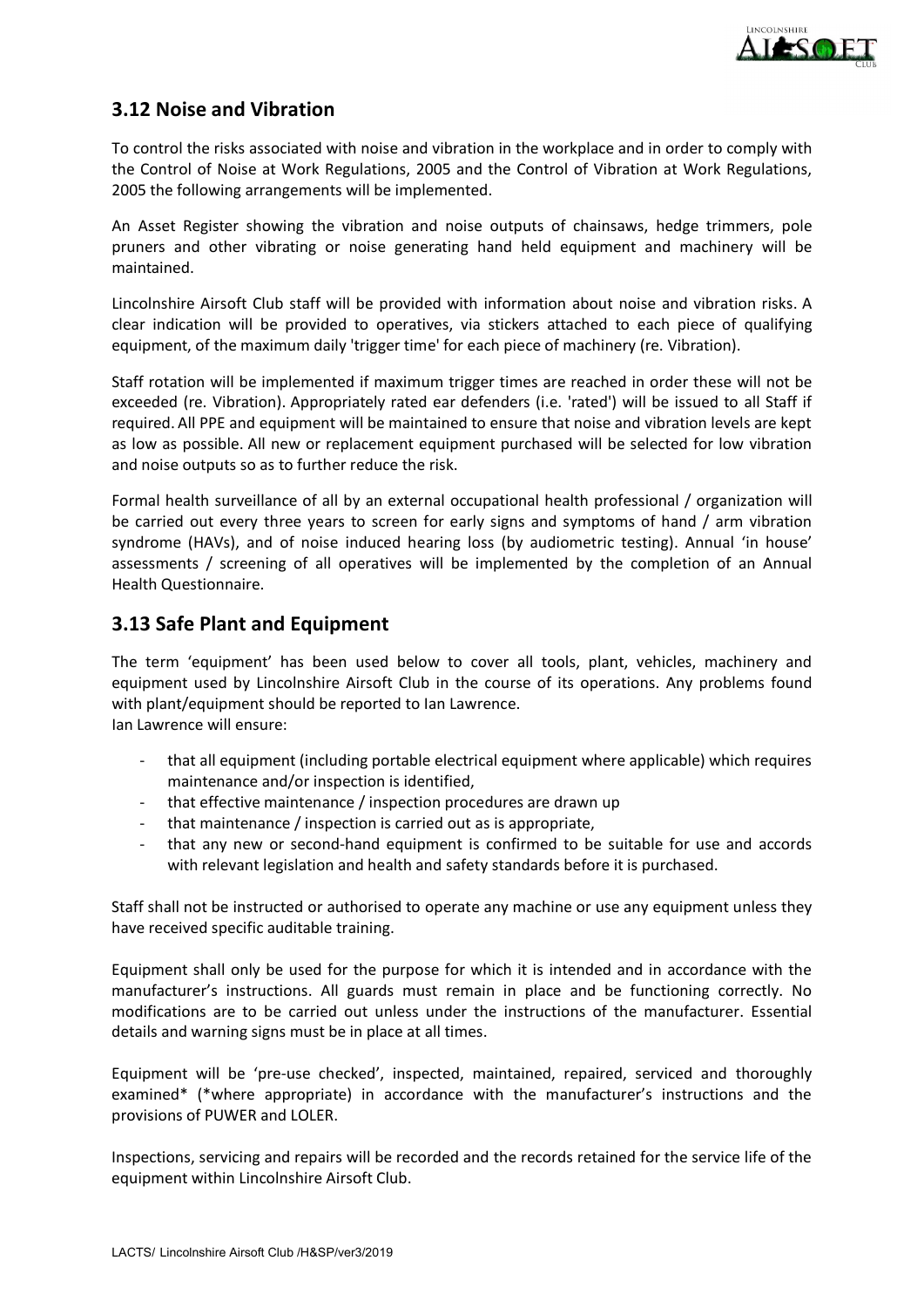## 3.12 Noise and Vibration

To control the risks associated with noise and vibration in the workplace and in order to comply with the Control of Noise at Work Regulations, 2005 and the Control of Vibration at Work Regulations, 2005 the following arrangements will be implemented.

An Asset Register showing the vibration and noise outputs of chainsaws, hedge trimmers, pole pruners and other vibrating or noise generating hand held equipment and machinery will be maintained.

Lincolnshire Airsoft Club staff will be provided with information about noise and vibration risks. A clear indication will be provided to operatives, via stickers attached to each piece of qualifying equipment, of the maximum daily 'trigger time' for each piece of machinery (re. Vibration).

Staff rotation will be implemented if maximum trigger times are reached in order these will not be exceeded (re. Vibration). Appropriately rated ear defenders (i.e. 'rated') will be issued to all Staff if required. All PPE and equipment will be maintained to ensure that noise and vibration levels are kept as low as possible. All new or replacement equipment purchased will be selected for low vibration and noise outputs so as to further reduce the risk.

Formal health surveillance of all by an external occupational health professional / organization will be carried out every three years to screen for early signs and symptoms of hand / arm vibration syndrome (HAVs), and of noise induced hearing loss (by audiometric testing). Annual 'in house' assessments / screening of all operatives will be implemented by the completion of an Annual Health Questionnaire.

## 3.13 Safe Plant and Equipment

The term 'equipment' has been used below to cover all tools, plant, vehicles, machinery and equipment used by Lincolnshire Airsoft Club in the course of its operations. Any problems found with plant/equipment should be reported to Ian Lawrence.
Ian Lawrence will ensure:

- that all equipment (including portable electrical equipment where applicable) which requires maintenance and/or inspection is identified,
- that effective maintenance / inspection procedures are drawn up
- that maintenance / inspection is carried out as is appropriate,
- that any new or second-hand equipment is confirmed to be suitable for use and accords with relevant legislation and health and safety standards before it is purchased.

Staff shall not be instructed or authorised to operate any machine or use any equipment unless they have received specific auditable training.

Equipment shall only be used for the purpose for which it is intended and in accordance with the manufacturer's instructions. All guards must remain in place and be functioning correctly. No modifications are to be carried out unless under the instructions of the manufacturer. Essential details and warning signs must be in place at all times.

Equipment will be 'pre-use checked', inspected, maintained, repaired, serviced and thoroughly examined* (*where appropriate) in accordance with the manufacturer's instructions and the provisions of PUWER and LOLER.

Inspections, servicing and repairs will be recorded and the records retained for the service life of the equipment within Lincolnshire Airsoft Club.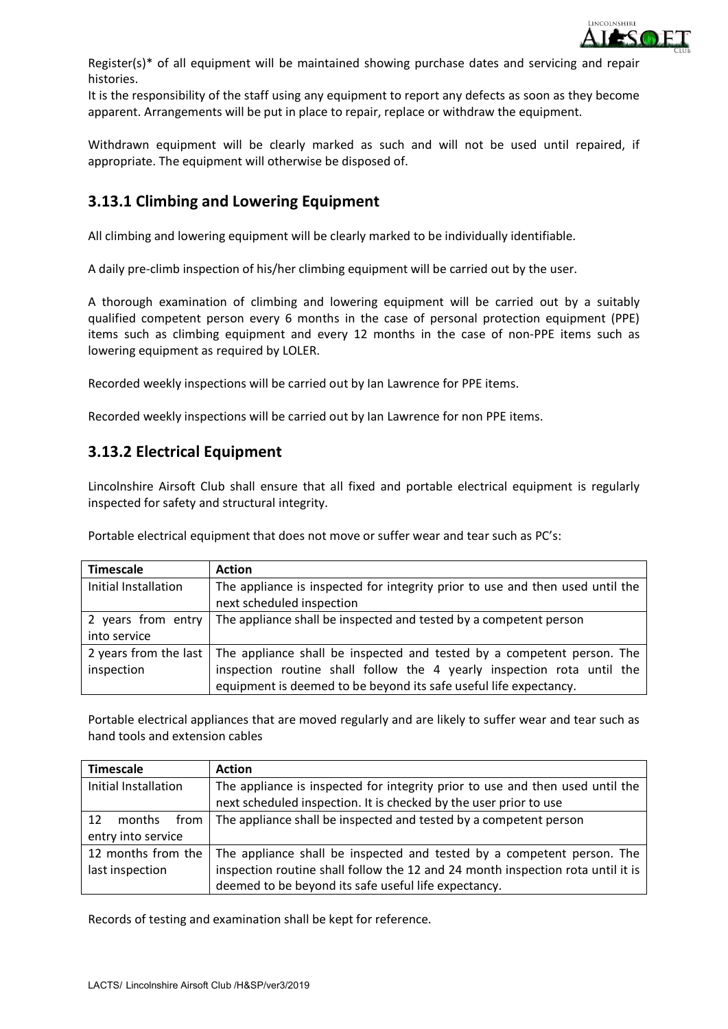Register(s)* of all equipment will be maintained showing purchase dates and servicing and repair histories.
It is the responsibility of the staff using any equipment to report any defects as soon as they become apparent. Arrangements will be put in place to repair, replace or withdraw the equipment.

Withdrawn equipment will be clearly marked as such and will not be used until repaired, if appropriate. The equipment will otherwise be disposed of.

## 3.13.1 Climbing and Lowering Equipment

All climbing and lowering equipment will be clearly marked to be individually identifiable.

A daily pre-climb inspection of his/her climbing equipment will be carried out by the user.

A thorough examination of climbing and lowering equipment will be carried out by a suitably qualified competent person every 6 months in the case of personal protection equipment (PPE) items such as climbing equipment and every 12 months in the case of non-PPE items such as lowering equipment as required by LOLER.

Recorded weekly inspections will be carried out by Ian Lawrence for PPE items.

Recorded weekly inspections will be carried out by Ian Lawrence for non PPE items.

## 3.13.2 Electrical Equipment

Lincolnshire Airsoft Club shall ensure that all fixed and portable electrical equipment is regularly inspected for safety and structural integrity.

Portable electrical equipment that does not move or suffer wear and tear such as PC's:

| Timescale | Action |
|---|---|
| Initial Installation | The appliance is inspected for integrity prior to use and then used until the next scheduled inspection |
| 2 years from entry into service | The appliance shall be inspected and tested by a competent person |
| 2 years from the last inspection | The appliance shall be inspected and tested by a competent person. The inspection routine shall follow the 4 yearly inspection rota until the equipment is deemed to be beyond its safe useful life expectancy. |

Portable electrical appliances that are moved regularly and are likely to suffer wear and tear such as hand tools and extension cables

| Timescale | Action |
|---|---|
| Initial Installation | The appliance is inspected for integrity prior to use and then used until the next scheduled inspection. It is checked by the user prior to use |
| 12 months from entry into service | The appliance shall be inspected and tested by a competent person |
| 12 months from the last inspection | The appliance shall be inspected and tested by a competent person. The inspection routine shall follow the 12 and 24 month inspection rota until it is deemed to be beyond its safe useful life expectancy. |

Records of testing and examination shall be kept for reference.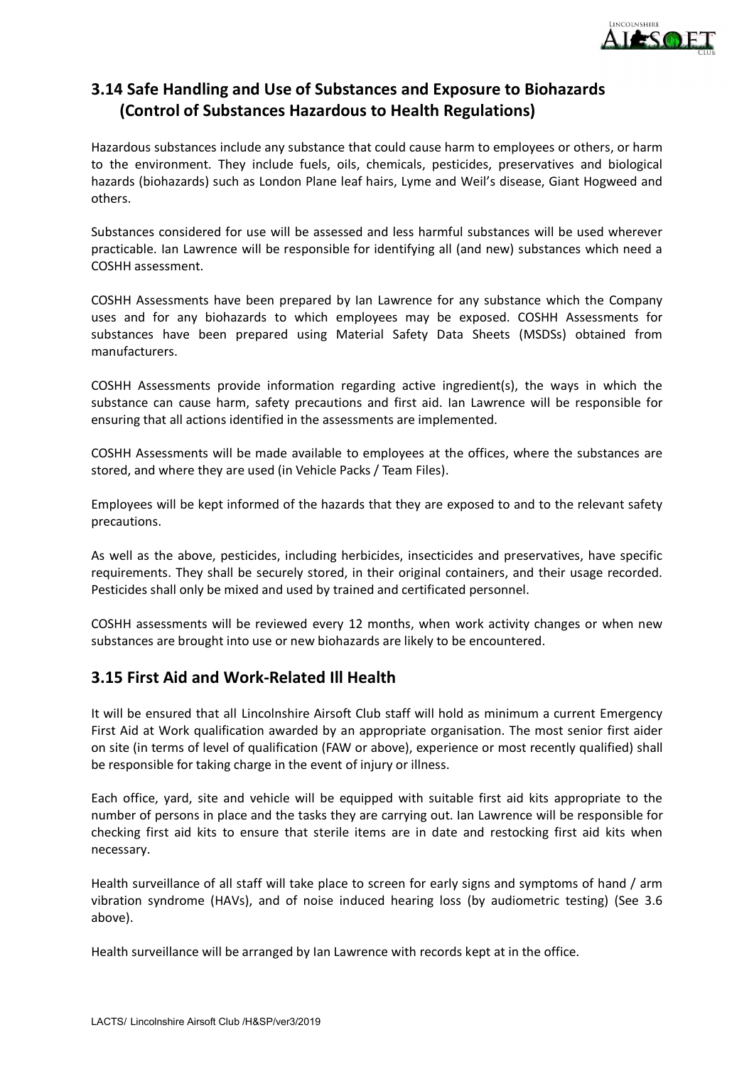## 3.14 Safe Handling and Use of Substances and Exposure to Biohazards (Control of Substances Hazardous to Health Regulations)

Hazardous substances include any substance that could cause harm to employees or others, or harm to the environment. They include fuels, oils, chemicals, pesticides, preservatives and biological hazards (biohazards) such as London Plane leaf hairs, Lyme and Weil's disease, Giant Hogweed and others.

Substances considered for use will be assessed and less harmful substances will be used wherever practicable. Ian Lawrence will be responsible for identifying all (and new) substances which need a COSHH assessment.

COSHH Assessments have been prepared by Ian Lawrence for any substance which the Company uses and for any biohazards to which employees may be exposed. COSHH Assessments for substances have been prepared using Material Safety Data Sheets (MSDSs) obtained from manufacturers.

COSHH Assessments provide information regarding active ingredient(s), the ways in which the substance can cause harm, safety precautions and first aid. Ian Lawrence will be responsible for ensuring that all actions identified in the assessments are implemented.

COSHH Assessments will be made available to employees at the offices, where the substances are stored, and where they are used (in Vehicle Packs / Team Files).

Employees will be kept informed of the hazards that they are exposed to and to the relevant safety precautions.

As well as the above, pesticides, including herbicides, insecticides and preservatives, have specific requirements. They shall be securely stored, in their original containers, and their usage recorded. Pesticides shall only be mixed and used by trained and certificated personnel.

COSHH assessments will be reviewed every 12 months, when work activity changes or when new substances are brought into use or new biohazards are likely to be encountered.

## 3.15 First Aid and Work-Related Ill Health

It will be ensured that all Lincolnshire Airsoft Club staff will hold as minimum a current Emergency First Aid at Work qualification awarded by an appropriate organisation. The most senior first aider on site (in terms of level of qualification (FAW or above), experience or most recently qualified) shall be responsible for taking charge in the event of injury or illness.

Each office, yard, site and vehicle will be equipped with suitable first aid kits appropriate to the number of persons in place and the tasks they are carrying out. Ian Lawrence will be responsible for checking first aid kits to ensure that sterile items are in date and restocking first aid kits when necessary.

Health surveillance of all staff will take place to screen for early signs and symptoms of hand / arm vibration syndrome (HAVs), and of noise induced hearing loss (by audiometric testing) (See 3.6 above).

Health surveillance will be arranged by Ian Lawrence with records kept at in the office.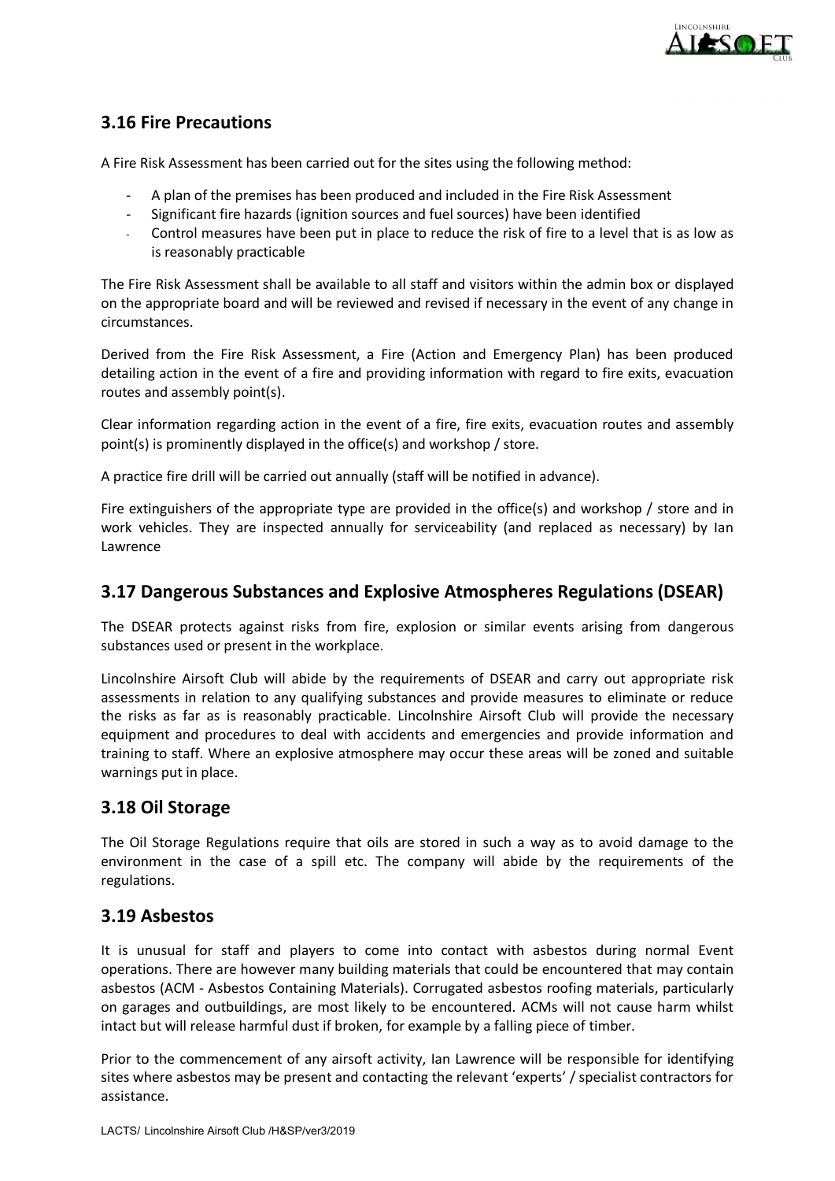## 3.16 Fire Precautions

A Fire Risk Assessment has been carried out for the sites using the following method:

- A plan of the premises has been produced and included in the Fire Risk Assessment
- Significant fire hazards (ignition sources and fuel sources) have been identified
- Control measures have been put in place to reduce the risk of fire to a level that is as low as is reasonably practicable

The Fire Risk Assessment shall be available to all staff and visitors within the admin box or displayed on the appropriate board and will be reviewed and revised if necessary in the event of any change in circumstances.

Derived from the Fire Risk Assessment, a Fire (Action and Emergency Plan) has been produced detailing action in the event of a fire and providing information with regard to fire exits, evacuation routes and assembly point(s).

Clear information regarding action in the event of a fire, fire exits, evacuation routes and assembly point(s) is prominently displayed in the office(s) and workshop / store.

A practice fire drill will be carried out annually (staff will be notified in advance).

Fire extinguishers of the appropriate type are provided in the office(s) and workshop / store and in work vehicles. They are inspected annually for serviceability (and replaced as necessary) by Ian Lawrence

## 3.17 Dangerous Substances and Explosive Atmospheres Regulations (DSEAR)

The DSEAR protects against risks from fire, explosion or similar events arising from dangerous substances used or present in the workplace.

Lincolnshire Airsoft Club will abide by the requirements of DSEAR and carry out appropriate risk assessments in relation to any qualifying substances and provide measures to eliminate or reduce the risks as far as is reasonably practicable. Lincolnshire Airsoft Club will provide the necessary equipment and procedures to deal with accidents and emergencies and provide information and training to staff. Where an explosive atmosphere may occur these areas will be zoned and suitable warnings put in place.

## 3.18 Oil Storage

The Oil Storage Regulations require that oils are stored in such a way as to avoid damage to the environment in the case of a spill etc. The company will abide by the requirements of the regulations.

## 3.19 Asbestos

It is unusual for staff and players to come into contact with asbestos during normal Event operations. There are however many building materials that could be encountered that may contain asbestos (ACM - Asbestos Containing Materials). Corrugated asbestos roofing materials, particularly on garages and outbuildings, are most likely to be encountered. ACMs will not cause harm whilst intact but will release harmful dust if broken, for example by a falling piece of timber.

Prior to the commencement of any airsoft activity, Ian Lawrence will be responsible for identifying sites where asbestos may be present and contacting the relevant 'experts' / specialist contractors for assistance.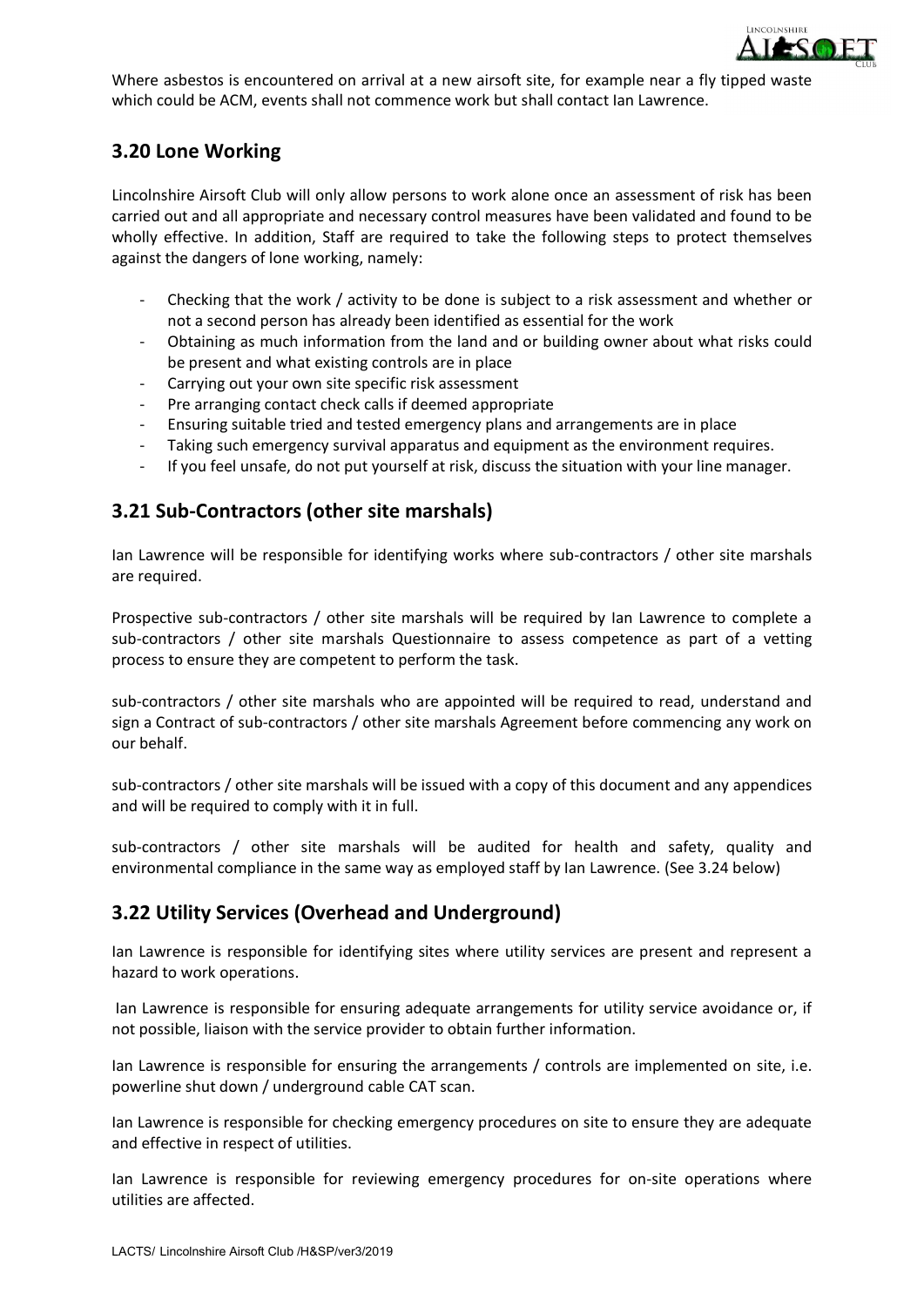Where asbestos is encountered on arrival at a new airsoft site, for example near a fly tipped waste which could be ACM, events shall not commence work but shall contact Ian Lawrence.

## 3.20 Lone Working

Lincolnshire Airsoft Club will only allow persons to work alone once an assessment of risk has been carried out and all appropriate and necessary control measures have been validated and found to be wholly effective. In addition, Staff are required to take the following steps to protect themselves against the dangers of lone working, namely:

- Checking that the work / activity to be done is subject to a risk assessment and whether or not a second person has already been identified as essential for the work
- Obtaining as much information from the land and or building owner about what risks could be present and what existing controls are in place
- Carrying out your own site specific risk assessment
- Pre arranging contact check calls if deemed appropriate
- Ensuring suitable tried and tested emergency plans and arrangements are in place
- Taking such emergency survival apparatus and equipment as the environment requires.
- If you feel unsafe, do not put yourself at risk, discuss the situation with your line manager.

## 3.21 Sub-Contractors (other site marshals)

Ian Lawrence will be responsible for identifying works where sub-contractors / other site marshals are required.

Prospective sub-contractors / other site marshals will be required by Ian Lawrence to complete a sub-contractors / other site marshals Questionnaire to assess competence as part of a vetting process to ensure they are competent to perform the task.

sub-contractors / other site marshals who are appointed will be required to read, understand and sign a Contract of sub-contractors / other site marshals Agreement before commencing any work on our behalf.

sub-contractors / other site marshals will be issued with a copy of this document and any appendices and will be required to comply with it in full.

sub-contractors / other site marshals will be audited for health and safety, quality and environmental compliance in the same way as employed staff by Ian Lawrence. (See 3.24 below)

## 3.22 Utility Services (Overhead and Underground)

Ian Lawrence is responsible for identifying sites where utility services are present and represent a hazard to work operations.

Ian Lawrence is responsible for ensuring adequate arrangements for utility service avoidance or, if not possible, liaison with the service provider to obtain further information.

Ian Lawrence is responsible for ensuring the arrangements / controls are implemented on site, i.e. powerline shut down / underground cable CAT scan.

Ian Lawrence is responsible for checking emergency procedures on site to ensure they are adequate and effective in respect of utilities.

Ian Lawrence is responsible for reviewing emergency procedures for on-site operations where utilities are affected.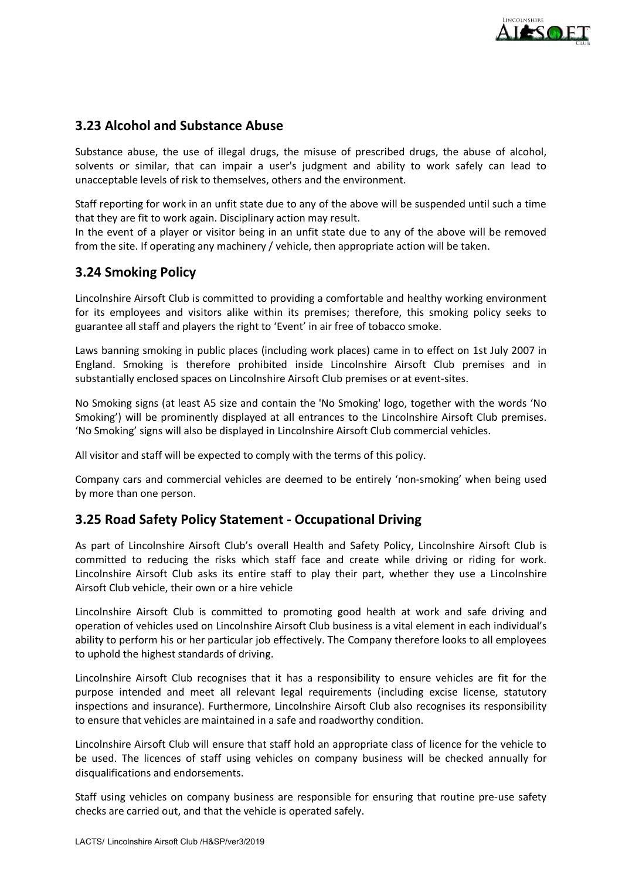## 3.23 Alcohol and Substance Abuse

Substance abuse, the use of illegal drugs, the misuse of prescribed drugs, the abuse of alcohol, solvents or similar, that can impair a user's judgment and ability to work safely can lead to unacceptable levels of risk to themselves, others and the environment.

Staff reporting for work in an unfit state due to any of the above will be suspended until such a time that they are fit to work again. Disciplinary action may result.
In the event of a player or visitor being in an unfit state due to any of the above will be removed from the site. If operating any machinery / vehicle, then appropriate action will be taken.

## 3.24 Smoking Policy

Lincolnshire Airsoft Club is committed to providing a comfortable and healthy working environment for its employees and visitors alike within its premises; therefore, this smoking policy seeks to guarantee all staff and players the right to 'Event' in air free of tobacco smoke.

Laws banning smoking in public places (including work places) came in to effect on 1st July 2007 in England. Smoking is therefore prohibited inside Lincolnshire Airsoft Club premises and in substantially enclosed spaces on Lincolnshire Airsoft Club premises or at event-sites.

No Smoking signs (at least A5 size and contain the 'No Smoking' logo, together with the words 'No Smoking') will be prominently displayed at all entrances to the Lincolnshire Airsoft Club premises. 'No Smoking' signs will also be displayed in Lincolnshire Airsoft Club commercial vehicles.

All visitor and staff will be expected to comply with the terms of this policy.

Company cars and commercial vehicles are deemed to be entirely 'non-smoking' when being used by more than one person.

## 3.25 Road Safety Policy Statement - Occupational Driving

As part of Lincolnshire Airsoft Club's overall Health and Safety Policy, Lincolnshire Airsoft Club is committed to reducing the risks which staff face and create while driving or riding for work. Lincolnshire Airsoft Club asks its entire staff to play their part, whether they use a Lincolnshire Airsoft Club vehicle, their own or a hire vehicle

Lincolnshire Airsoft Club is committed to promoting good health at work and safe driving and operation of vehicles used on Lincolnshire Airsoft Club business is a vital element in each individual's ability to perform his or her particular job effectively. The Company therefore looks to all employees to uphold the highest standards of driving.

Lincolnshire Airsoft Club recognises that it has a responsibility to ensure vehicles are fit for the purpose intended and meet all relevant legal requirements (including excise license, statutory inspections and insurance). Furthermore, Lincolnshire Airsoft Club also recognises its responsibility to ensure that vehicles are maintained in a safe and roadworthy condition.

Lincolnshire Airsoft Club will ensure that staff hold an appropriate class of licence for the vehicle to be used. The licences of staff using vehicles on company business will be checked annually for disqualifications and endorsements.

Staff using vehicles on company business are responsible for ensuring that routine pre-use safety checks are carried out, and that the vehicle is operated safely.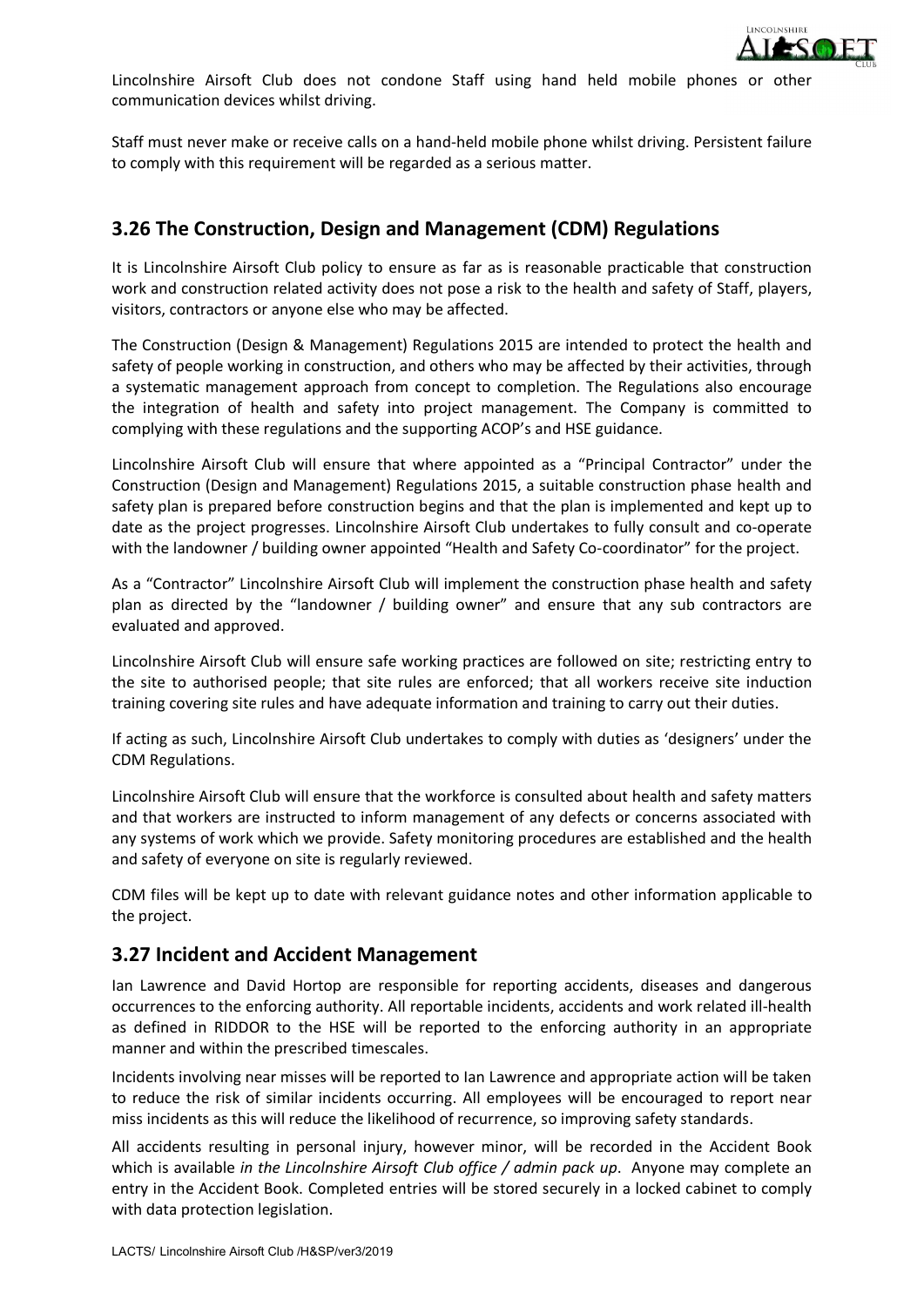Lincolnshire Airsoft Club does not condone Staff using hand held mobile phones or other communication devices whilst driving.

Staff must never make or receive calls on a hand-held mobile phone whilst driving. Persistent failure to comply with this requirement will be regarded as a serious matter.

## 3.26 The Construction, Design and Management (CDM) Regulations

It is Lincolnshire Airsoft Club policy to ensure as far as is reasonable practicable that construction work and construction related activity does not pose a risk to the health and safety of Staff, players, visitors, contractors or anyone else who may be affected.

The Construction (Design & Management) Regulations 2015 are intended to protect the health and safety of people working in construction, and others who may be affected by their activities, through a systematic management approach from concept to completion. The Regulations also encourage the integration of health and safety into project management. The Company is committed to complying with these regulations and the supporting ACOP's and HSE guidance.

Lincolnshire Airsoft Club will ensure that where appointed as a "Principal Contractor" under the Construction (Design and Management) Regulations 2015, a suitable construction phase health and safety plan is prepared before construction begins and that the plan is implemented and kept up to date as the project progresses. Lincolnshire Airsoft Club undertakes to fully consult and co-operate with the landowner / building owner appointed "Health and Safety Co-coordinator" for the project.

As a "Contractor" Lincolnshire Airsoft Club will implement the construction phase health and safety plan as directed by the "landowner / building owner" and ensure that any sub contractors are evaluated and approved.

Lincolnshire Airsoft Club will ensure safe working practices are followed on site; restricting entry to the site to authorised people; that site rules are enforced; that all workers receive site induction training covering site rules and have adequate information and training to carry out their duties.

If acting as such, Lincolnshire Airsoft Club undertakes to comply with duties as 'designers' under the CDM Regulations.

Lincolnshire Airsoft Club will ensure that the workforce is consulted about health and safety matters and that workers are instructed to inform management of any defects or concerns associated with any systems of work which we provide. Safety monitoring procedures are established and the health and safety of everyone on site is regularly reviewed.

CDM files will be kept up to date with relevant guidance notes and other information applicable to the project.

## 3.27 Incident and Accident Management

Ian Lawrence and David Hortop are responsible for reporting accidents, diseases and dangerous occurrences to the enforcing authority. All reportable incidents, accidents and work related ill-health as defined in RIDDOR to the HSE will be reported to the enforcing authority in an appropriate manner and within the prescribed timescales.

Incidents involving near misses will be reported to Ian Lawrence and appropriate action will be taken to reduce the risk of similar incidents occurring. All employees will be encouraged to report near miss incidents as this will reduce the likelihood of recurrence, so improving safety standards.

All accidents resulting in personal injury, however minor, will be recorded in the Accident Book which is available *in the Lincolnshire Airsoft Club office / admin pack up*. Anyone may complete an entry in the Accident Book. Completed entries will be stored securely in a locked cabinet to comply with data protection legislation.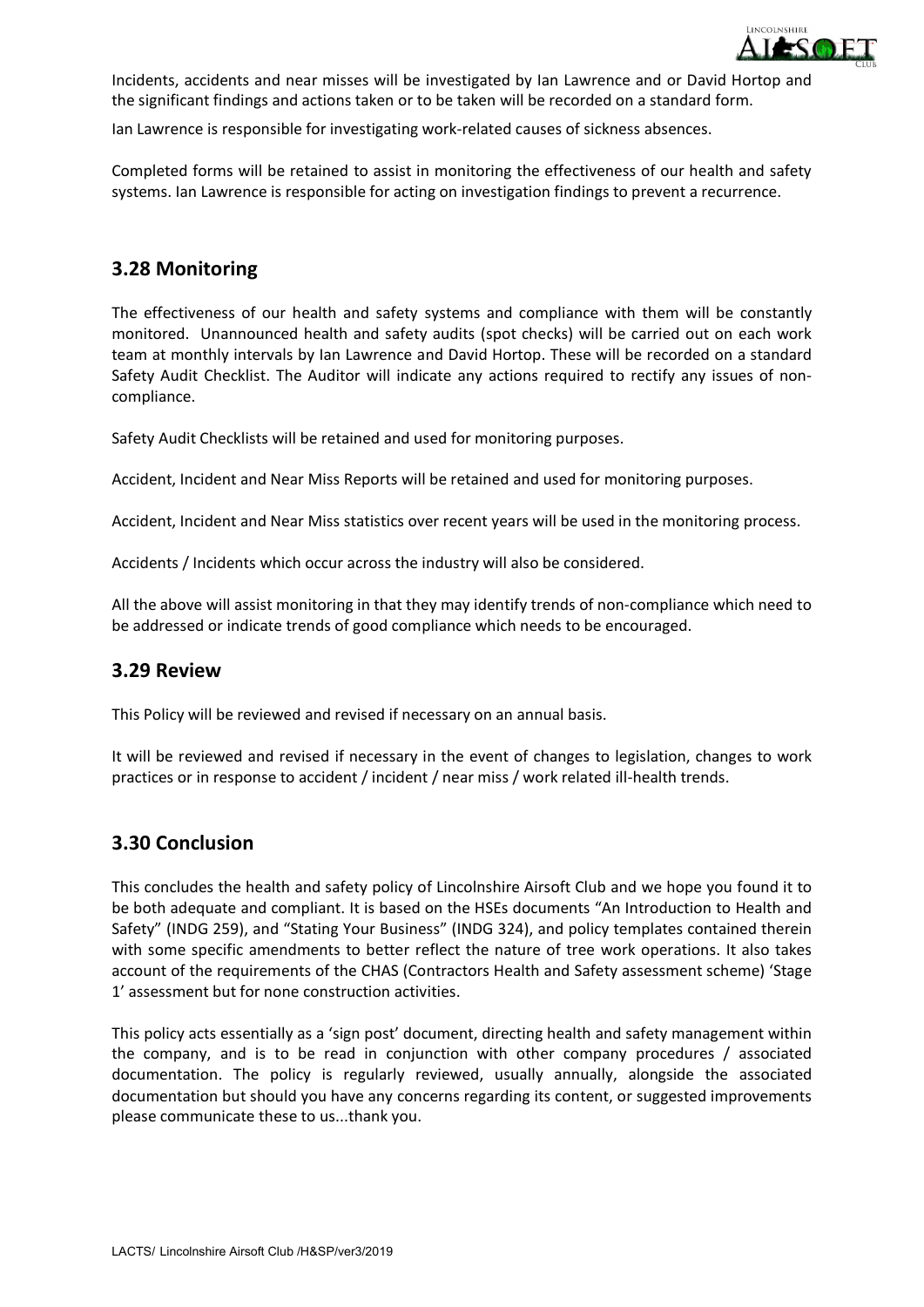Incidents, accidents and near misses will be investigated by Ian Lawrence and or David Hortop and the significant findings and actions taken or to be taken will be recorded on a standard form.

Ian Lawrence is responsible for investigating work-related causes of sickness absences.

Completed forms will be retained to assist in monitoring the effectiveness of our health and safety systems. Ian Lawrence is responsible for acting on investigation findings to prevent a recurrence.

## 3.28 Monitoring

The effectiveness of our health and safety systems and compliance with them will be constantly monitored. Unannounced health and safety audits (spot checks) will be carried out on each work team at monthly intervals by Ian Lawrence and David Hortop. These will be recorded on a standard Safety Audit Checklist. The Auditor will indicate any actions required to rectify any issues of non-compliance.

Safety Audit Checklists will be retained and used for monitoring purposes.

Accident, Incident and Near Miss Reports will be retained and used for monitoring purposes.

Accident, Incident and Near Miss statistics over recent years will be used in the monitoring process.

Accidents / Incidents which occur across the industry will also be considered.

All the above will assist monitoring in that they may identify trends of non-compliance which need to be addressed or indicate trends of good compliance which needs to be encouraged.

## 3.29 Review

This Policy will be reviewed and revised if necessary on an annual basis.

It will be reviewed and revised if necessary in the event of changes to legislation, changes to work practices or in response to accident / incident / near miss / work related ill-health trends.

## 3.30 Conclusion

This concludes the health and safety policy of Lincolnshire Airsoft Club and we hope you found it to be both adequate and compliant. It is based on the HSEs documents "An Introduction to Health and Safety" (INDG 259), and "Stating Your Business" (INDG 324), and policy templates contained therein with some specific amendments to better reflect the nature of tree work operations. It also takes account of the requirements of the CHAS (Contractors Health and Safety assessment scheme) 'Stage 1' assessment but for none construction activities.

This policy acts essentially as a 'sign post' document, directing health and safety management within the company, and is to be read in conjunction with other company procedures / associated documentation. The policy is regularly reviewed, usually annually, alongside the associated documentation but should you have any concerns regarding its content, or suggested improvements please communicate these to us...thank you.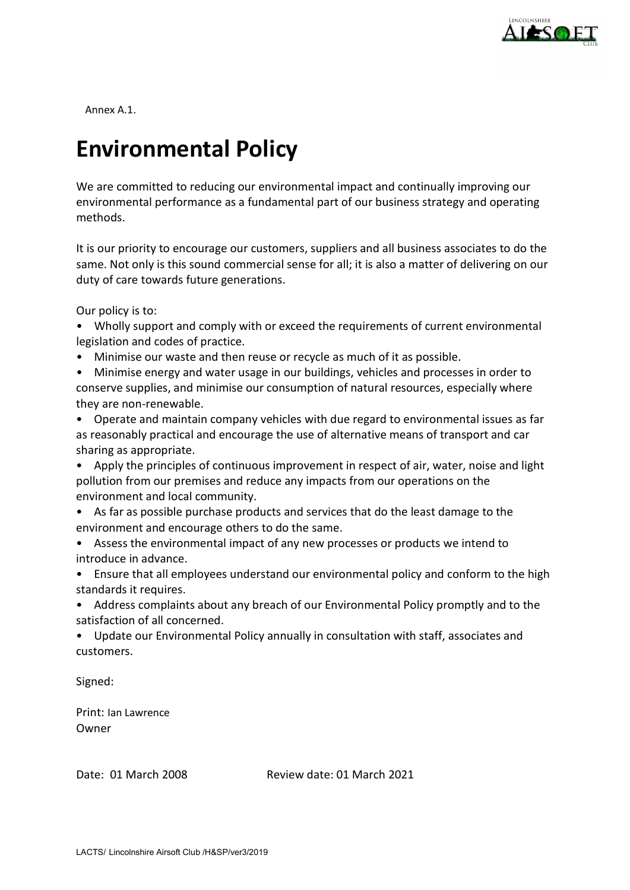Annex A.1.

# Environmental Policy

We are committed to reducing our environmental impact and continually improving our environmental performance as a fundamental part of our business strategy and operating methods.

It is our priority to encourage our customers, suppliers and all business associates to do the same. Not only is this sound commercial sense for all; it is also a matter of delivering on our duty of care towards future generations.

Our policy is to:

- Wholly support and comply with or exceed the requirements of current environmental legislation and codes of practice.
- Minimise our waste and then reuse or recycle as much of it as possible.
- Minimise energy and water usage in our buildings, vehicles and processes in order to conserve supplies, and minimise our consumption of natural resources, especially where they are non-renewable.
- Operate and maintain company vehicles with due regard to environmental issues as far as reasonably practical and encourage the use of alternative means of transport and car sharing as appropriate.
- Apply the principles of continuous improvement in respect of air, water, noise and light pollution from our premises and reduce any impacts from our operations on the environment and local community.
- As far as possible purchase products and services that do the least damage to the environment and encourage others to do the same.
- Assess the environmental impact of any new processes or products we intend to introduce in advance.
- Ensure that all employees understand our environmental policy and conform to the high standards it requires.
- Address complaints about any breach of our Environmental Policy promptly and to the satisfaction of all concerned.
- Update our Environmental Policy annually in consultation with staff, associates and customers.

Signed:

Print: Ian Lawrence
Owner

Date: 01 March 2008 Review date: 01 March 2021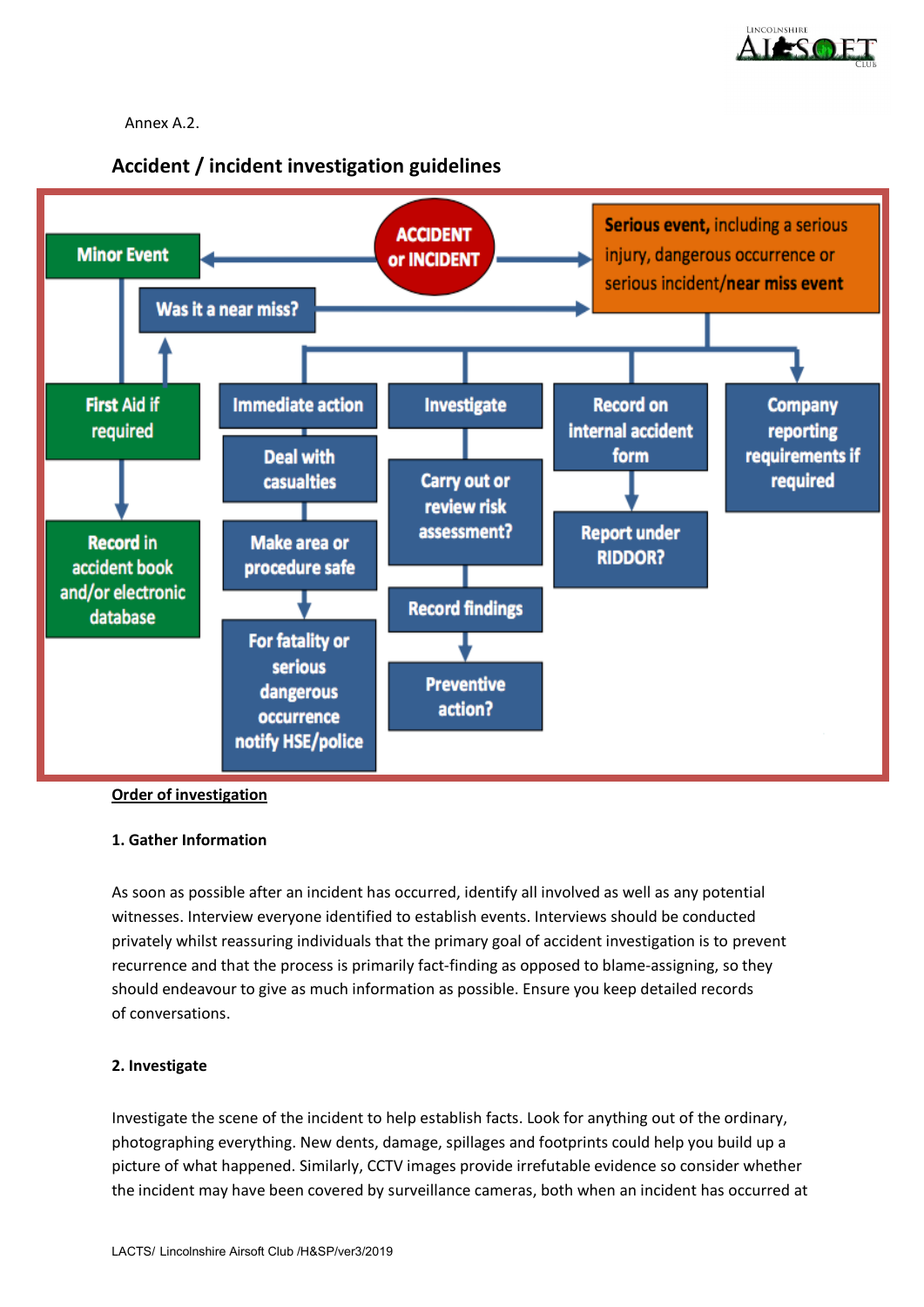Annex A.2.

## Accident / incident investigation guidelines

ACCIDENT or INCIDENT

Minor Event

Serious event, including a serious injury, dangerous occurrence or serious incident/near miss event

Was it a near miss?

First Aid if required

Record in accident book and/or electronic database

Immediate action

Deal with casualties

Make area or procedure safe

For fatality or serious dangerous occurrence notify HSE/police

Investigate

Carry out or review risk assessment?

Record findings

Preventive action?

Record on internal accident form

Report under RIDDOR?

Company reporting requirements if required

**Order of investigation**

**1. Gather Information**

As soon as possible after an incident has occurred, identify all involved as well as any potential witnesses. Interview everyone identified to establish events. Interviews should be conducted privately whilst reassuring individuals that the primary goal of accident investigation is to prevent recurrence and that the process is primarily fact-finding as opposed to blame-assigning, so they should endeavour to give as much information as possible. Ensure you keep detailed records of conversations.

**2. Investigate**

Investigate the scene of the incident to help establish facts. Look for anything out of the ordinary, photographing everything. New dents, damage, spillages and footprints could help you build up a picture of what happened. Similarly, CCTV images provide irrefutable evidence so consider whether the incident may have been covered by surveillance cameras, both when an incident has occurred at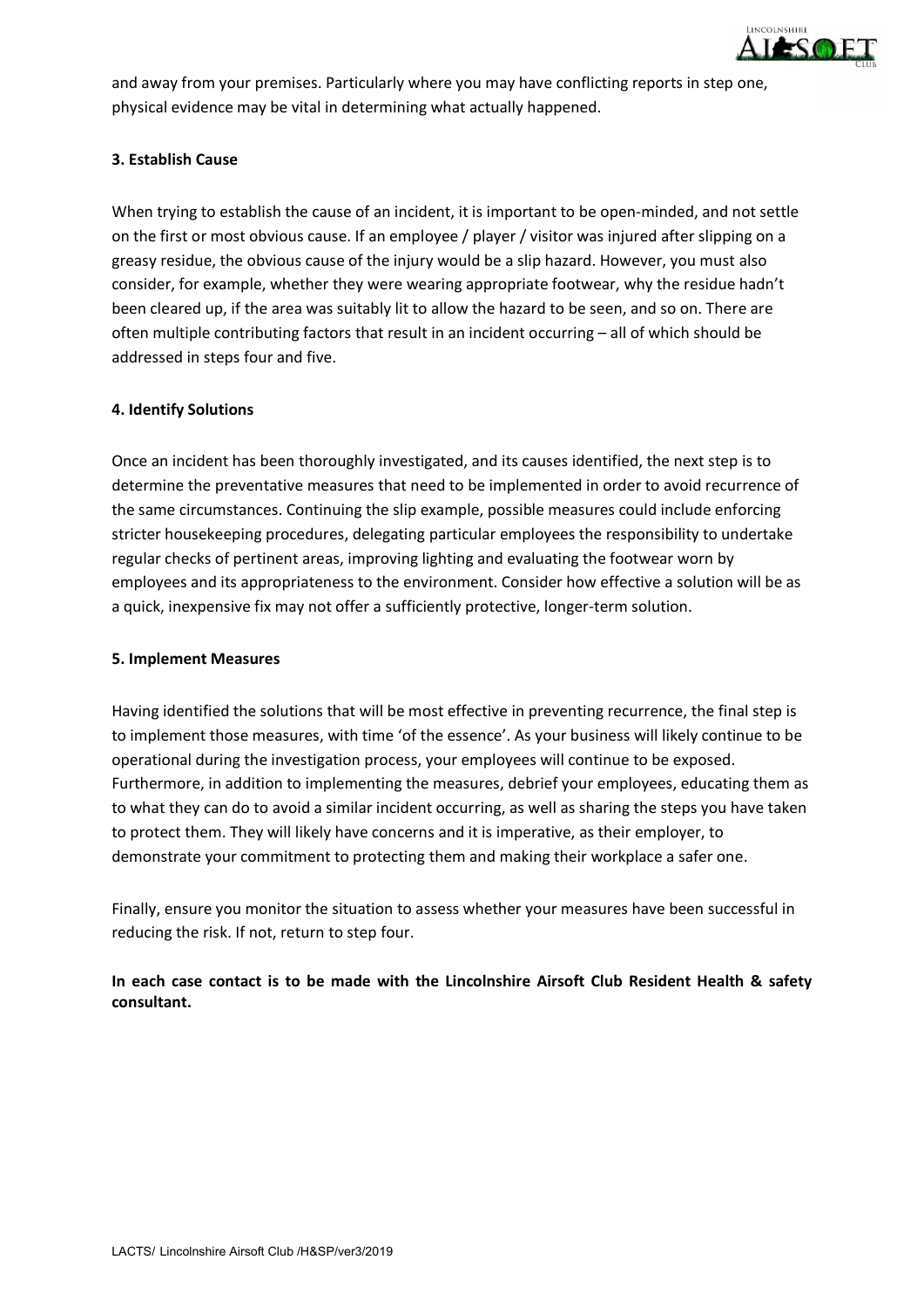and away from your premises. Particularly where you may have conflicting reports in step one, physical evidence may be vital in determining what actually happened.

### 3. Establish Cause

When trying to establish the cause of an incident, it is important to be open-minded, and not settle on the first or most obvious cause. If an employee / player / visitor was injured after slipping on a greasy residue, the obvious cause of the injury would be a slip hazard. However, you must also consider, for example, whether they were wearing appropriate footwear, why the residue hadn't been cleared up, if the area was suitably lit to allow the hazard to be seen, and so on. There are often multiple contributing factors that result in an incident occurring – all of which should be addressed in steps four and five.

### 4. Identify Solutions

Once an incident has been thoroughly investigated, and its causes identified, the next step is to determine the preventative measures that need to be implemented in order to avoid recurrence of the same circumstances. Continuing the slip example, possible measures could include enforcing stricter housekeeping procedures, delegating particular employees the responsibility to undertake regular checks of pertinent areas, improving lighting and evaluating the footwear worn by employees and its appropriateness to the environment. Consider how effective a solution will be as a quick, inexpensive fix may not offer a sufficiently protective, longer-term solution.

### 5. Implement Measures

Having identified the solutions that will be most effective in preventing recurrence, the final step is to implement those measures, with time 'of the essence'. As your business will likely continue to be operational during the investigation process, your employees will continue to be exposed. Furthermore, in addition to implementing the measures, debrief your employees, educating them as to what they can do to avoid a similar incident occurring, as well as sharing the steps you have taken to protect them. They will likely have concerns and it is imperative, as their employer, to demonstrate your commitment to protecting them and making their workplace a safer one.

Finally, ensure you monitor the situation to assess whether your measures have been successful in reducing the risk. If not, return to step four.

**In each case contact is to be made with the Lincolnshire Airsoft Club Resident Health & safety consultant.**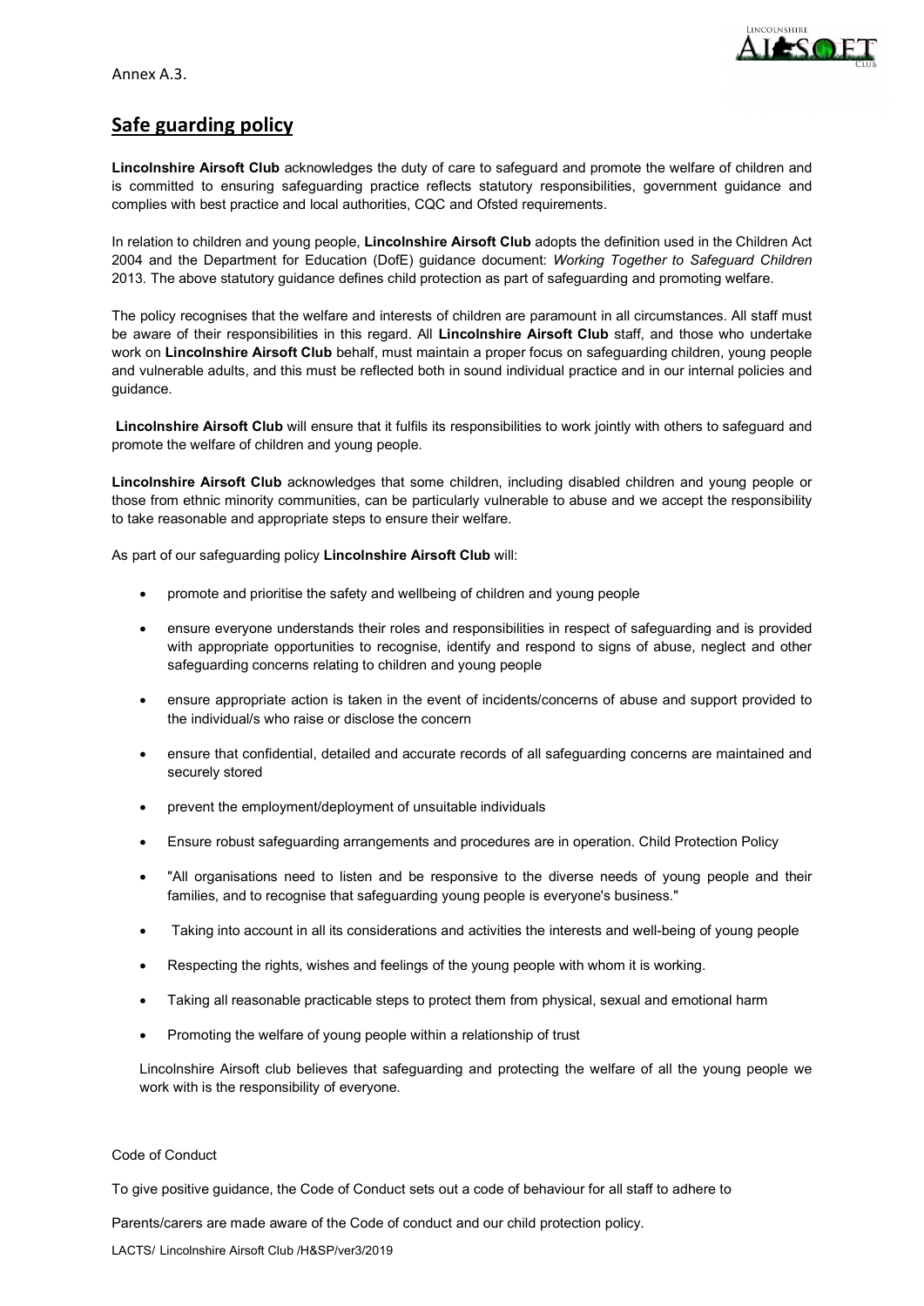Annex A.3.

## Safe guarding policy

**Lincolnshire Airsoft Club** acknowledges the duty of care to safeguard and promote the welfare of children and is committed to ensuring safeguarding practice reflects statutory responsibilities, government guidance and complies with best practice and local authorities, CQC and Ofsted requirements.

In relation to children and young people, **Lincolnshire Airsoft Club** adopts the definition used in the Children Act 2004 and the Department for Education (DofE) guidance document: *Working Together to Safeguard Children* 2013. The above statutory guidance defines child protection as part of safeguarding and promoting welfare.

The policy recognises that the welfare and interests of children are paramount in all circumstances. All staff must be aware of their responsibilities in this regard. All **Lincolnshire Airsoft Club** staff, and those who undertake work on **Lincolnshire Airsoft Club** behalf, must maintain a proper focus on safeguarding children, young people and vulnerable adults, and this must be reflected both in sound individual practice and in our internal policies and guidance.

**Lincolnshire Airsoft Club** will ensure that it fulfils its responsibilities to work jointly with others to safeguard and promote the welfare of children and young people.

**Lincolnshire Airsoft Club** acknowledges that some children, including disabled children and young people or those from ethnic minority communities, can be particularly vulnerable to abuse and we accept the responsibility to take reasonable and appropriate steps to ensure their welfare.

As part of our safeguarding policy **Lincolnshire Airsoft Club** will:

- promote and prioritise the safety and wellbeing of children and young people
- ensure everyone understands their roles and responsibilities in respect of safeguarding and is provided with appropriate opportunities to recognise, identify and respond to signs of abuse, neglect and other safeguarding concerns relating to children and young people
- ensure appropriate action is taken in the event of incidents/concerns of abuse and support provided to the individual/s who raise or disclose the concern
- ensure that confidential, detailed and accurate records of all safeguarding concerns are maintained and securely stored
- prevent the employment/deployment of unsuitable individuals
- Ensure robust safeguarding arrangements and procedures are in operation. Child Protection Policy
- "All organisations need to listen and be responsive to the diverse needs of young people and their families, and to recognise that safeguarding young people is everyone's business."
- Taking into account in all its considerations and activities the interests and well-being of young people
- Respecting the rights, wishes and feelings of the young people with whom it is working.
- Taking all reasonable practicable steps to protect them from physical, sexual and emotional harm
- Promoting the welfare of young people within a relationship of trust

Lincolnshire Airsoft club believes that safeguarding and protecting the welfare of all the young people we work with is the responsibility of everyone.

Code of Conduct

To give positive guidance, the Code of Conduct sets out a code of behaviour for all staff to adhere to

Parents/carers are made aware of the Code of conduct and our child protection policy.

LACTS/ Lincolnshire Airsoft Club /H&SP/ver3/2019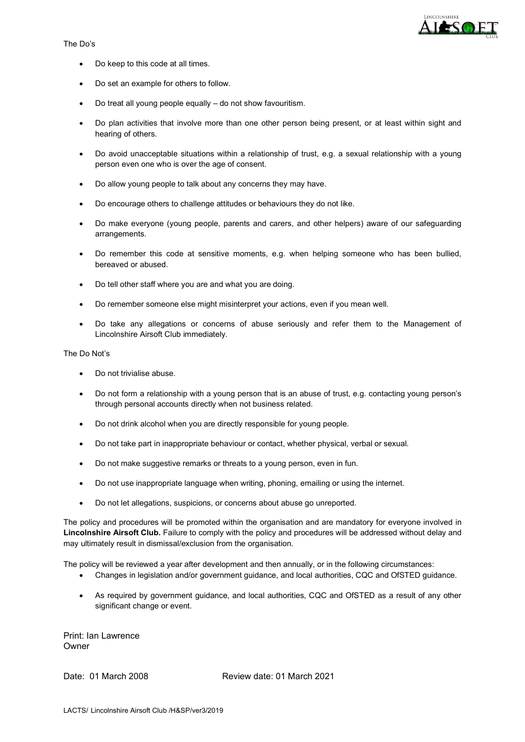The Do's

- Do keep to this code at all times.
- Do set an example for others to follow.
- Do treat all young people equally – do not show favouritism.
- Do plan activities that involve more than one other person being present, or at least within sight and hearing of others.
- Do avoid unacceptable situations within a relationship of trust, e.g. a sexual relationship with a young person even one who is over the age of consent.
- Do allow young people to talk about any concerns they may have.
- Do encourage others to challenge attitudes or behaviours they do not like.
- Do make everyone (young people, parents and carers, and other helpers) aware of our safeguarding arrangements.
- Do remember this code at sensitive moments, e.g. when helping someone who has been bullied, bereaved or abused.
- Do tell other staff where you are and what you are doing.
- Do remember someone else might misinterpret your actions, even if you mean well.
- Do take any allegations or concerns of abuse seriously and refer them to the Management of Lincolnshire Airsoft Club immediately.

The Do Not's

- Do not trivialise abuse.
- Do not form a relationship with a young person that is an abuse of trust, e.g. contacting young person's through personal accounts directly when not business related.
- Do not drink alcohol when you are directly responsible for young people.
- Do not take part in inappropriate behaviour or contact, whether physical, verbal or sexual.
- Do not make suggestive remarks or threats to a young person, even in fun.
- Do not use inappropriate language when writing, phoning, emailing or using the internet.
- Do not let allegations, suspicions, or concerns about abuse go unreported.

The policy and procedures will be promoted within the organisation and are mandatory for everyone involved in **Lincolnshire Airsoft Club.** Failure to comply with the policy and procedures will be addressed without delay and may ultimately result in dismissal/exclusion from the organisation.

The policy will be reviewed a year after development and then annually, or in the following circumstances:

- Changes in legislation and/or government guidance, and local authorities, CQC and OfSTED guidance.
- As required by government guidance, and local authorities, CQC and OfSTED as a result of any other significant change or event.

Print: Ian Lawrence
Owner

Date: 01 March 2008 Review date: 01 March 2021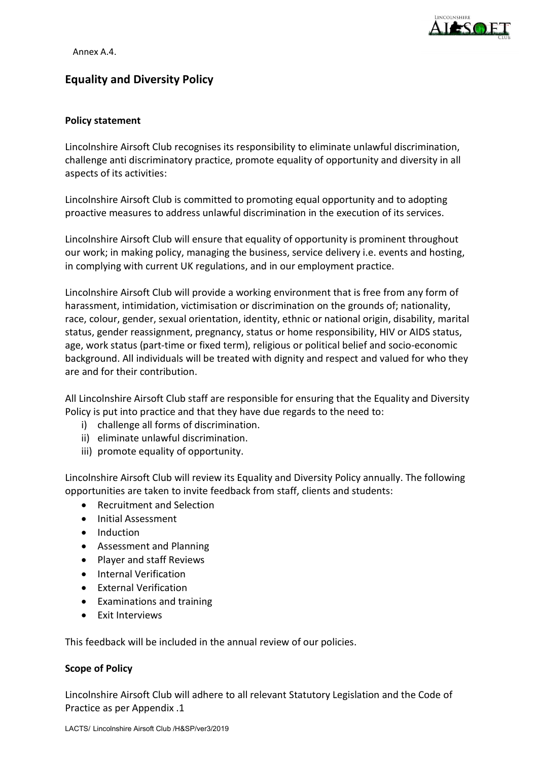Annex A.4.

## Equality and Diversity Policy

### Policy statement

Lincolnshire Airsoft Club recognises its responsibility to eliminate unlawful discrimination, challenge anti discriminatory practice, promote equality of opportunity and diversity in all aspects of its activities:

Lincolnshire Airsoft Club is committed to promoting equal opportunity and to adopting proactive measures to address unlawful discrimination in the execution of its services.

Lincolnshire Airsoft Club will ensure that equality of opportunity is prominent throughout our work; in making policy, managing the business, service delivery i.e. events and hosting, in complying with current UK regulations, and in our employment practice.

Lincolnshire Airsoft Club will provide a working environment that is free from any form of harassment, intimidation, victimisation or discrimination on the grounds of; nationality, race, colour, gender, sexual orientation, identity, ethnic or national origin, disability, marital status, gender reassignment, pregnancy, status or home responsibility, HIV or AIDS status, age, work status (part-time or fixed term), religious or political belief and socio-economic background. All individuals will be treated with dignity and respect and valued for who they are and for their contribution.

All Lincolnshire Airsoft Club staff are responsible for ensuring that the Equality and Diversity Policy is put into practice and that they have due regards to the need to:

i) challenge all forms of discrimination.
ii) eliminate unlawful discrimination.
iii) promote equality of opportunity.

Lincolnshire Airsoft Club will review its Equality and Diversity Policy annually. The following opportunities are taken to invite feedback from staff, clients and students:

- Recruitment and Selection
- Initial Assessment
- Induction
- Assessment and Planning
- Player and staff Reviews
- Internal Verification
- External Verification
- Examinations and training
- Exit Interviews

This feedback will be included in the annual review of our policies.

### Scope of Policy

Lincolnshire Airsoft Club will adhere to all relevant Statutory Legislation and the Code of Practice as per Appendix .1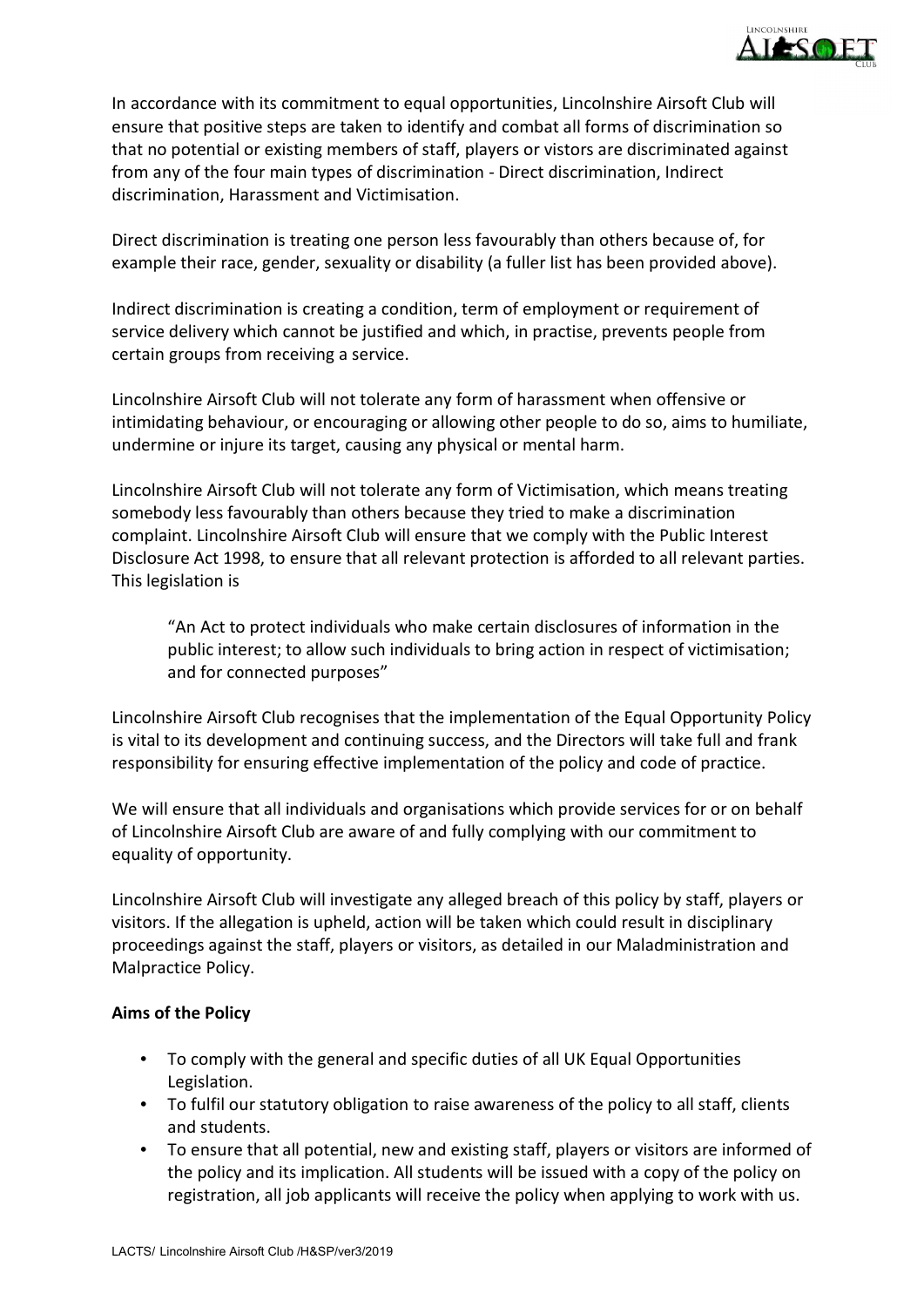In accordance with its commitment to equal opportunities, Lincolnshire Airsoft Club will ensure that positive steps are taken to identify and combat all forms of discrimination so that no potential or existing members of staff, players or vistors are discriminated against from any of the four main types of discrimination - Direct discrimination, Indirect discrimination, Harassment and Victimisation.

Direct discrimination is treating one person less favourably than others because of, for example their race, gender, sexuality or disability (a fuller list has been provided above).

Indirect discrimination is creating a condition, term of employment or requirement of service delivery which cannot be justified and which, in practise, prevents people from certain groups from receiving a service.

Lincolnshire Airsoft Club will not tolerate any form of harassment when offensive or intimidating behaviour, or encouraging or allowing other people to do so, aims to humiliate, undermine or injure its target, causing any physical or mental harm.

Lincolnshire Airsoft Club will not tolerate any form of Victimisation, which means treating somebody less favourably than others because they tried to make a discrimination complaint. Lincolnshire Airsoft Club will ensure that we comply with the Public Interest Disclosure Act 1998, to ensure that all relevant protection is afforded to all relevant parties. This legislation is

> "An Act to protect individuals who make certain disclosures of information in the public interest; to allow such individuals to bring action in respect of victimisation; and for connected purposes"

Lincolnshire Airsoft Club recognises that the implementation of the Equal Opportunity Policy is vital to its development and continuing success, and the Directors will take full and frank responsibility for ensuring effective implementation of the policy and code of practice.

We will ensure that all individuals and organisations which provide services for or on behalf of Lincolnshire Airsoft Club are aware of and fully complying with our commitment to equality of opportunity.

Lincolnshire Airsoft Club will investigate any alleged breach of this policy by staff, players or visitors. If the allegation is upheld, action will be taken which could result in disciplinary proceedings against the staff, players or visitors, as detailed in our Maladministration and Malpractice Policy.

**Aims of the Policy**

- To comply with the general and specific duties of all UK Equal Opportunities Legislation.
- To fulfil our statutory obligation to raise awareness of the policy to all staff, clients and students.
- To ensure that all potential, new and existing staff, players or visitors are informed of the policy and its implication. All students will be issued with a copy of the policy on registration, all job applicants will receive the policy when applying to work with us.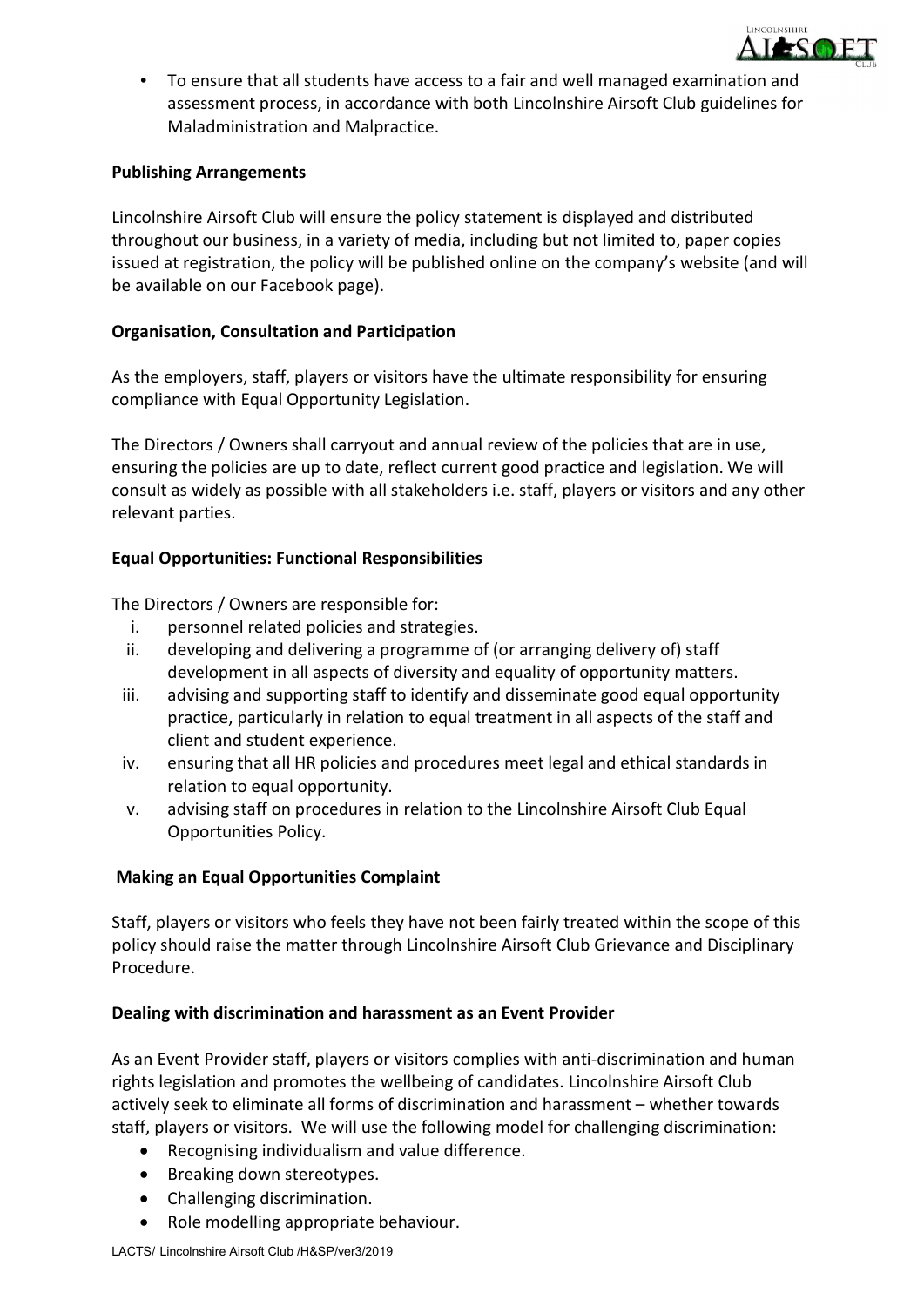- To ensure that all students have access to a fair and well managed examination and assessment process, in accordance with both Lincolnshire Airsoft Club guidelines for Maladministration and Malpractice.

**Publishing Arrangements**

Lincolnshire Airsoft Club will ensure the policy statement is displayed and distributed throughout our business, in a variety of media, including but not limited to, paper copies issued at registration, the policy will be published online on the company's website (and will be available on our Facebook page).

**Organisation, Consultation and Participation**

As the employers, staff, players or visitors have the ultimate responsibility for ensuring compliance with Equal Opportunity Legislation.

The Directors / Owners shall carryout and annual review of the policies that are in use, ensuring the policies are up to date, reflect current good practice and legislation. We will consult as widely as possible with all stakeholders i.e. staff, players or visitors and any other relevant parties.

**Equal Opportunities: Functional Responsibilities**

The Directors / Owners are responsible for:

i. personnel related policies and strategies.
ii. developing and delivering a programme of (or arranging delivery of) staff development in all aspects of diversity and equality of opportunity matters.
iii. advising and supporting staff to identify and disseminate good equal opportunity practice, particularly in relation to equal treatment in all aspects of the staff and client and student experience.
iv. ensuring that all HR policies and procedures meet legal and ethical standards in relation to equal opportunity.
v. advising staff on procedures in relation to the Lincolnshire Airsoft Club Equal Opportunities Policy.

**Making an Equal Opportunities Complaint**

Staff, players or visitors who feels they have not been fairly treated within the scope of this policy should raise the matter through Lincolnshire Airsoft Club Grievance and Disciplinary Procedure.

**Dealing with discrimination and harassment as an Event Provider**

As an Event Provider staff, players or visitors complies with anti-discrimination and human rights legislation and promotes the wellbeing of candidates. Lincolnshire Airsoft Club actively seek to eliminate all forms of discrimination and harassment – whether towards staff, players or visitors. We will use the following model for challenging discrimination:

- Recognising individualism and value difference.
- Breaking down stereotypes.
- Challenging discrimination.
- Role modelling appropriate behaviour.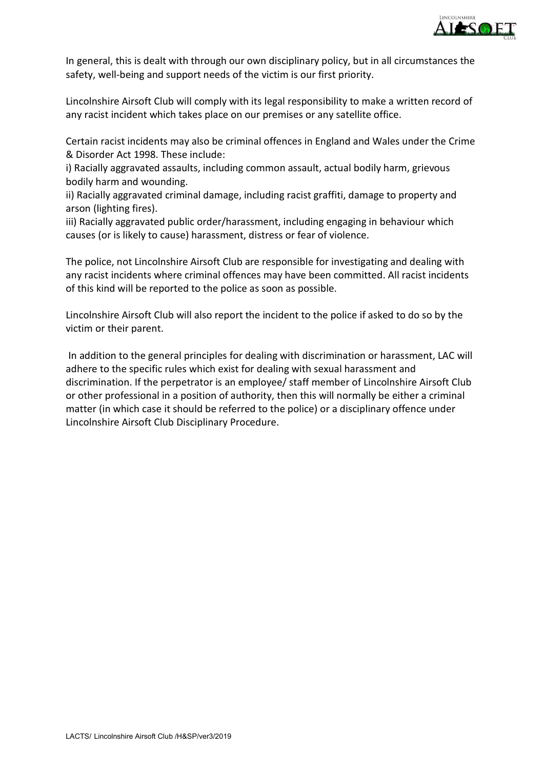In general, this is dealt with through our own disciplinary policy, but in all circumstances the safety, well-being and support needs of the victim is our first priority.

Lincolnshire Airsoft Club will comply with its legal responsibility to make a written record of any racist incident which takes place on our premises or any satellite office.

Certain racist incidents may also be criminal offences in England and Wales under the Crime & Disorder Act 1998. These include:
i) Racially aggravated assaults, including common assault, actual bodily harm, grievous bodily harm and wounding.
ii) Racially aggravated criminal damage, including racist graffiti, damage to property and arson (lighting fires).
iii) Racially aggravated public order/harassment, including engaging in behaviour which causes (or is likely to cause) harassment, distress or fear of violence.

The police, not Lincolnshire Airsoft Club are responsible for investigating and dealing with any racist incidents where criminal offences may have been committed. All racist incidents of this kind will be reported to the police as soon as possible.

Lincolnshire Airsoft Club will also report the incident to the police if asked to do so by the victim or their parent.

In addition to the general principles for dealing with discrimination or harassment, LAC will adhere to the specific rules which exist for dealing with sexual harassment and discrimination. If the perpetrator is an employee/ staff member of Lincolnshire Airsoft Club or other professional in a position of authority, then this will normally be either a criminal matter (in which case it should be referred to the police) or a disciplinary offence under Lincolnshire Airsoft Club Disciplinary Procedure.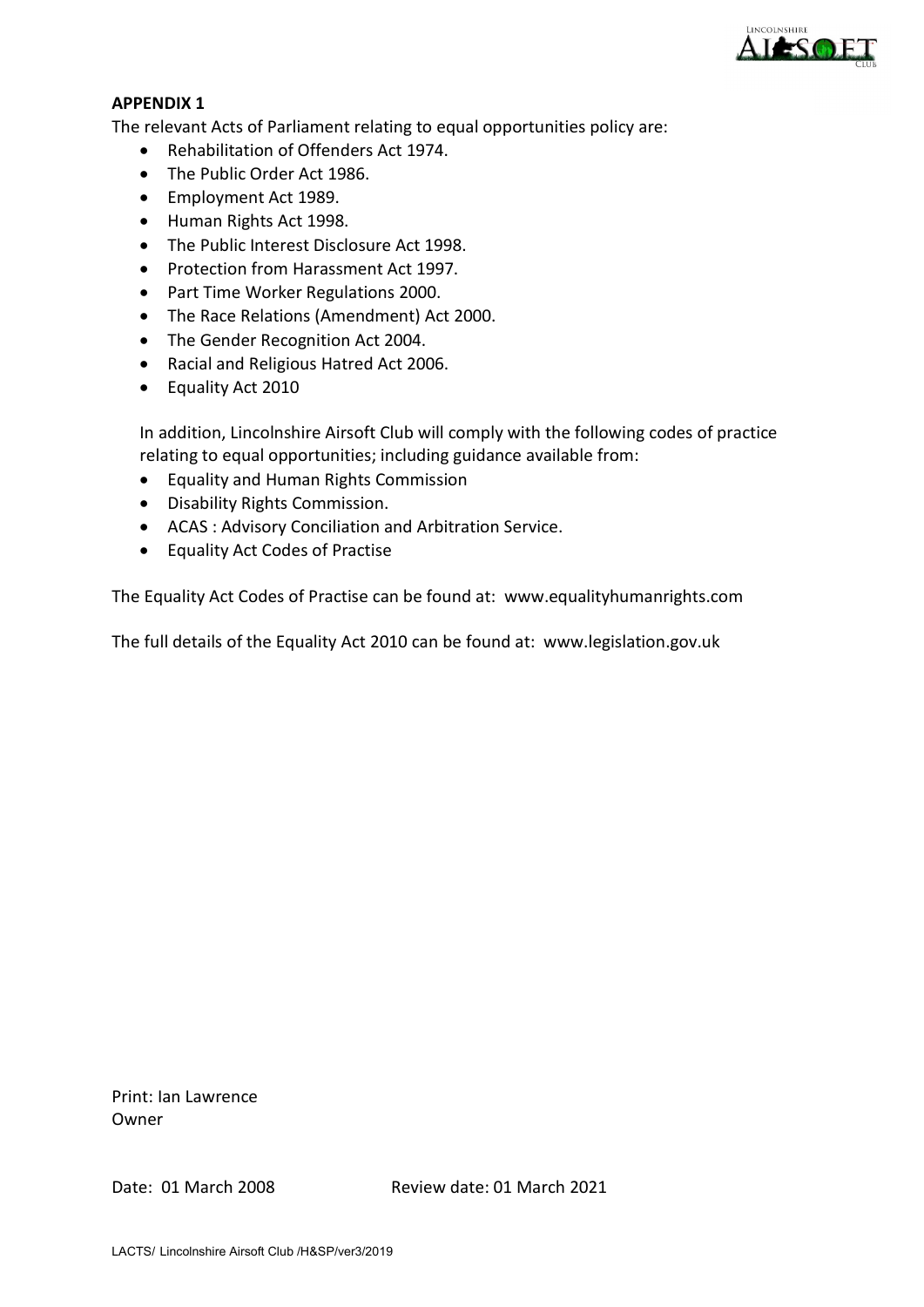**APPENDIX 1**

The relevant Acts of Parliament relating to equal opportunities policy are:

- Rehabilitation of Offenders Act 1974.
- The Public Order Act 1986.
- Employment Act 1989.
- Human Rights Act 1998.
- The Public Interest Disclosure Act 1998.
- Protection from Harassment Act 1997.
- Part Time Worker Regulations 2000.
- The Race Relations (Amendment) Act 2000.
- The Gender Recognition Act 2004.
- Racial and Religious Hatred Act 2006.
- Equality Act 2010

In addition, Lincolnshire Airsoft Club will comply with the following codes of practice relating to equal opportunities; including guidance available from:

- Equality and Human Rights Commission
- Disability Rights Commission.
- ACAS : Advisory Conciliation and Arbitration Service.
- Equality Act Codes of Practise

The Equality Act Codes of Practise can be found at: www.equalityhumanrights.com

The full details of the Equality Act 2010 can be found at: www.legislation.gov.uk

Print: Ian Lawrence
Owner

Date: 01 March 2008 Review date: 01 March 2021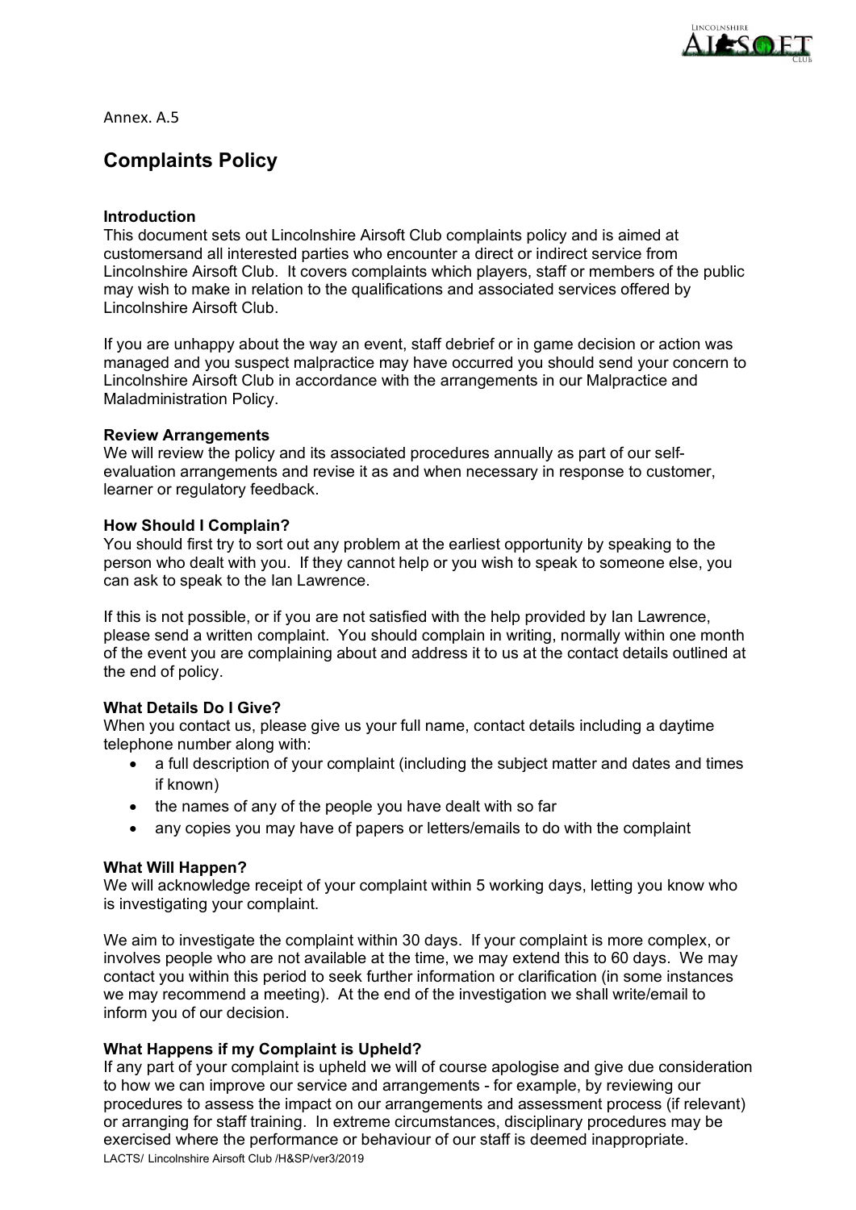Annex. A.5

## Complaints Policy

**Introduction**
This document sets out Lincolnshire Airsoft Club complaints policy and is aimed at customersand all interested parties who encounter a direct or indirect service from Lincolnshire Airsoft Club. It covers complaints which players, staff or members of the public may wish to make in relation to the qualifications and associated services offered by Lincolnshire Airsoft Club.

If you are unhappy about the way an event, staff debrief or in game decision or action was managed and you suspect malpractice may have occurred you should send your concern to Lincolnshire Airsoft Club in accordance with the arrangements in our Malpractice and Maladministration Policy.

**Review Arrangements**
We will review the policy and its associated procedures annually as part of our self-evaluation arrangements and revise it as and when necessary in response to customer, learner or regulatory feedback.

**How Should I Complain?**
You should first try to sort out any problem at the earliest opportunity by speaking to the person who dealt with you. If they cannot help or you wish to speak to someone else, you can ask to speak to the Ian Lawrence.

If this is not possible, or if you are not satisfied with the help provided by Ian Lawrence, please send a written complaint. You should complain in writing, normally within one month of the event you are complaining about and address it to us at the contact details outlined at the end of policy.

**What Details Do I Give?**
When you contact us, please give us your full name, contact details including a daytime telephone number along with:

- a full description of your complaint (including the subject matter and dates and times if known)
- the names of any of the people you have dealt with so far
- any copies you may have of papers or letters/emails to do with the complaint

**What Will Happen?**
We will acknowledge receipt of your complaint within 5 working days, letting you know who is investigating your complaint.

We aim to investigate the complaint within 30 days. If your complaint is more complex, or involves people who are not available at the time, we may extend this to 60 days. We may contact you within this period to seek further information or clarification (in some instances we may recommend a meeting). At the end of the investigation we shall write/email to inform you of our decision.

**What Happens if my Complaint is Upheld?**
If any part of your complaint is upheld we will of course apologise and give due consideration to how we can improve our service and arrangements - for example, by reviewing our procedures to assess the impact on our arrangements and assessment process (if relevant) or arranging for staff training. In extreme circumstances, disciplinary procedures may be exercised where the performance or behaviour of our staff is deemed inappropriate.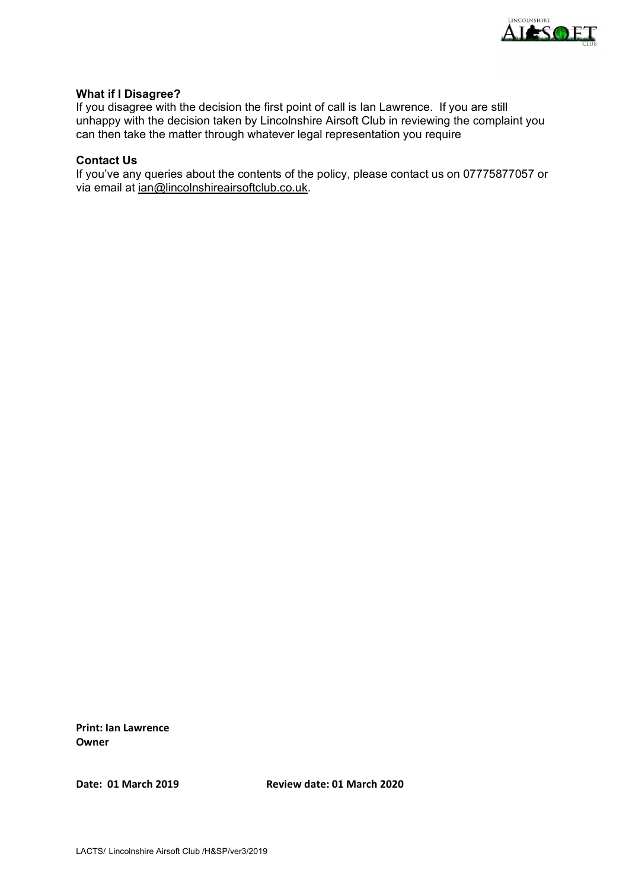**What if I Disagree?**

If you disagree with the decision the first point of call is Ian Lawrence. If you are still unhappy with the decision taken by Lincolnshire Airsoft Club in reviewing the complaint you can then take the matter through whatever legal representation you require

**Contact Us**

If you've any queries about the contents of the policy, please contact us on 07775877057 or via email at ian@lincolnshireairsoftclub.co.uk.

**Print: Ian Lawrence**
**Owner**

**Date: 01 March 2019** **Review date: 01 March 2020**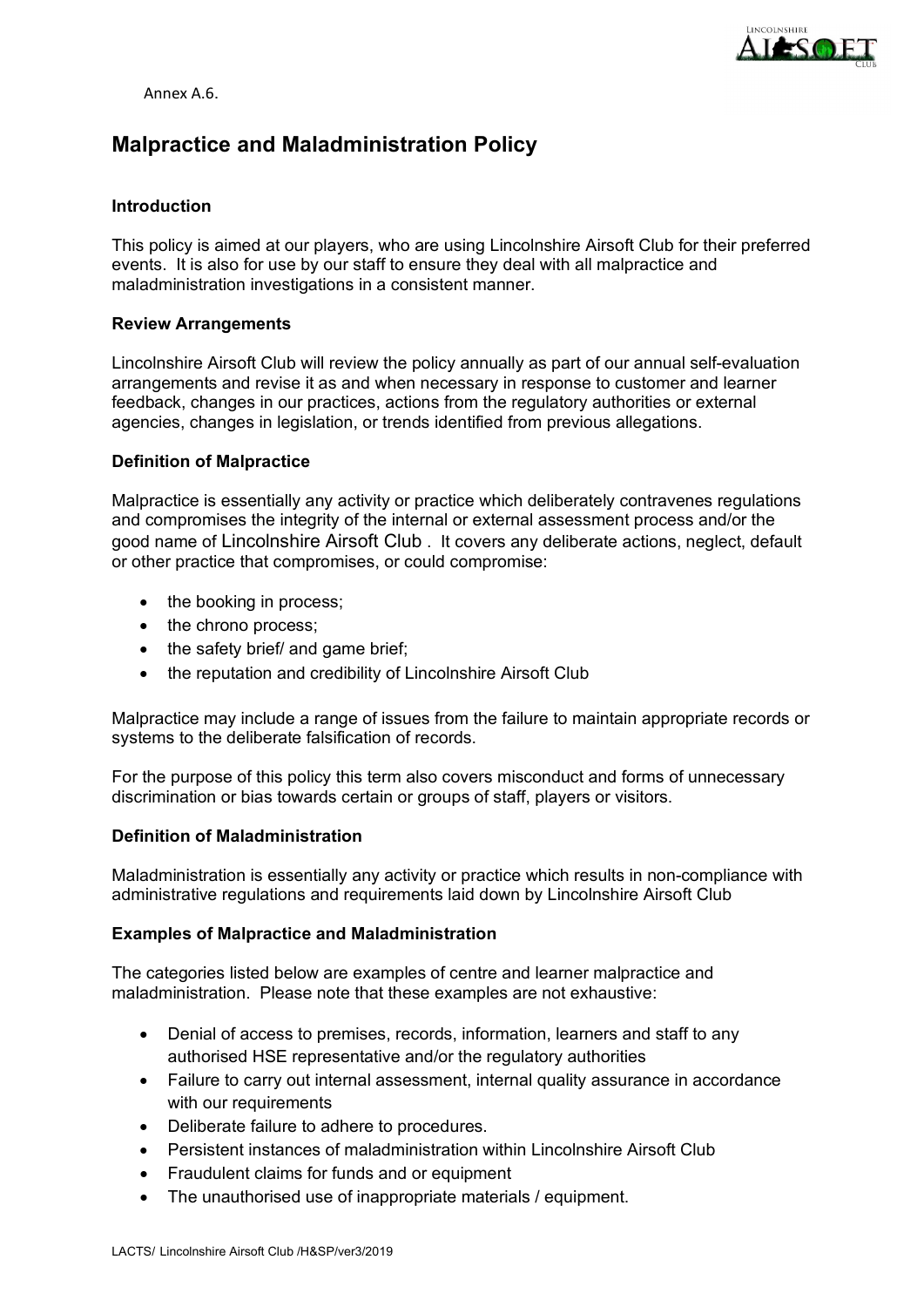Annex A.6.

# Malpractice and Maladministration Policy

### Introduction

This policy is aimed at our players, who are using Lincolnshire Airsoft Club for their preferred events. It is also for use by our staff to ensure they deal with all malpractice and maladministration investigations in a consistent manner.

### Review Arrangements

Lincolnshire Airsoft Club will review the policy annually as part of our annual self-evaluation arrangements and revise it as and when necessary in response to customer and learner feedback, changes in our practices, actions from the regulatory authorities or external agencies, changes in legislation, or trends identified from previous allegations.

### Definition of Malpractice

Malpractice is essentially any activity or practice which deliberately contravenes regulations and compromises the integrity of the internal or external assessment process and/or the good name of Lincolnshire Airsoft Club . It covers any deliberate actions, neglect, default or other practice that compromises, or could compromise:

- the booking in process;
- the chrono process;
- the safety brief/ and game brief;
- the reputation and credibility of Lincolnshire Airsoft Club

Malpractice may include a range of issues from the failure to maintain appropriate records or systems to the deliberate falsification of records.

For the purpose of this policy this term also covers misconduct and forms of unnecessary discrimination or bias towards certain or groups of staff, players or visitors.

### Definition of Maladministration

Maladministration is essentially any activity or practice which results in non-compliance with administrative regulations and requirements laid down by Lincolnshire Airsoft Club

### Examples of Malpractice and Maladministration

The categories listed below are examples of centre and learner malpractice and maladministration. Please note that these examples are not exhaustive:

- Denial of access to premises, records, information, learners and staff to any authorised HSE representative and/or the regulatory authorities
- Failure to carry out internal assessment, internal quality assurance in accordance with our requirements
- Deliberate failure to adhere to procedures.
- Persistent instances of maladministration within Lincolnshire Airsoft Club
- Fraudulent claims for funds and or equipment
- The unauthorised use of inappropriate materials / equipment.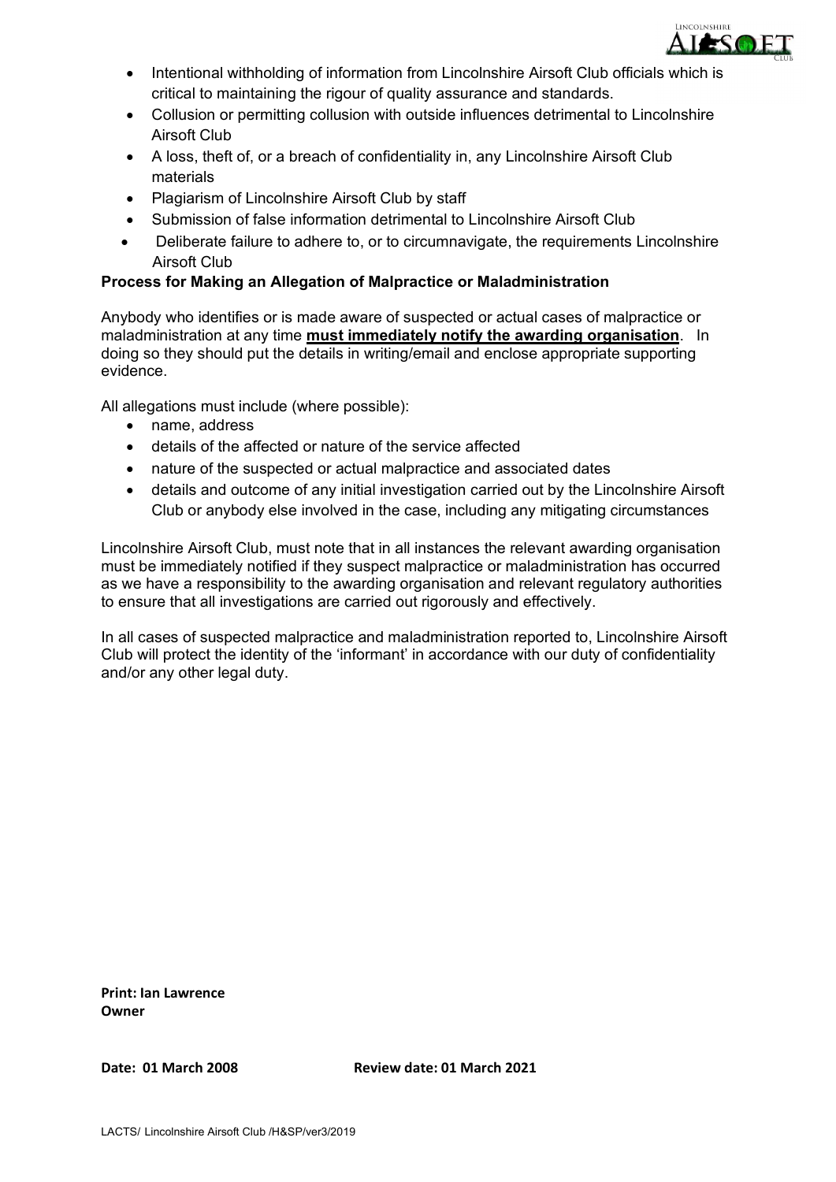- Intentional withholding of information from Lincolnshire Airsoft Club officials which is critical to maintaining the rigour of quality assurance and standards.
- Collusion or permitting collusion with outside influences detrimental to Lincolnshire Airsoft Club
- A loss, theft of, or a breach of confidentiality in, any Lincolnshire Airsoft Club materials
- Plagiarism of Lincolnshire Airsoft Club by staff
- Submission of false information detrimental to Lincolnshire Airsoft Club
- Deliberate failure to adhere to, or to circumnavigate, the requirements Lincolnshire Airsoft Club

**Process for Making an Allegation of Malpractice or Maladministration**

Anybody who identifies or is made aware of suspected or actual cases of malpractice or maladministration at any time **must immediately notify the awarding organisation**. In doing so they should put the details in writing/email and enclose appropriate supporting evidence.

All allegations must include (where possible):

- name, address
- details of the affected or nature of the service affected
- nature of the suspected or actual malpractice and associated dates
- details and outcome of any initial investigation carried out by the Lincolnshire Airsoft Club or anybody else involved in the case, including any mitigating circumstances

Lincolnshire Airsoft Club, must note that in all instances the relevant awarding organisation must be immediately notified if they suspect malpractice or maladministration has occurred as we have a responsibility to the awarding organisation and relevant regulatory authorities to ensure that all investigations are carried out rigorously and effectively.

In all cases of suspected malpractice and maladministration reported to, Lincolnshire Airsoft Club will protect the identity of the 'informant' in accordance with our duty of confidentiality and/or any other legal duty.

**Print: Ian Lawrence**
**Owner**

**Date: 01 March 2008** **Review date: 01 March 2021**

LACTS/ Lincolnshire Airsoft Club /H&SP/ver3/2019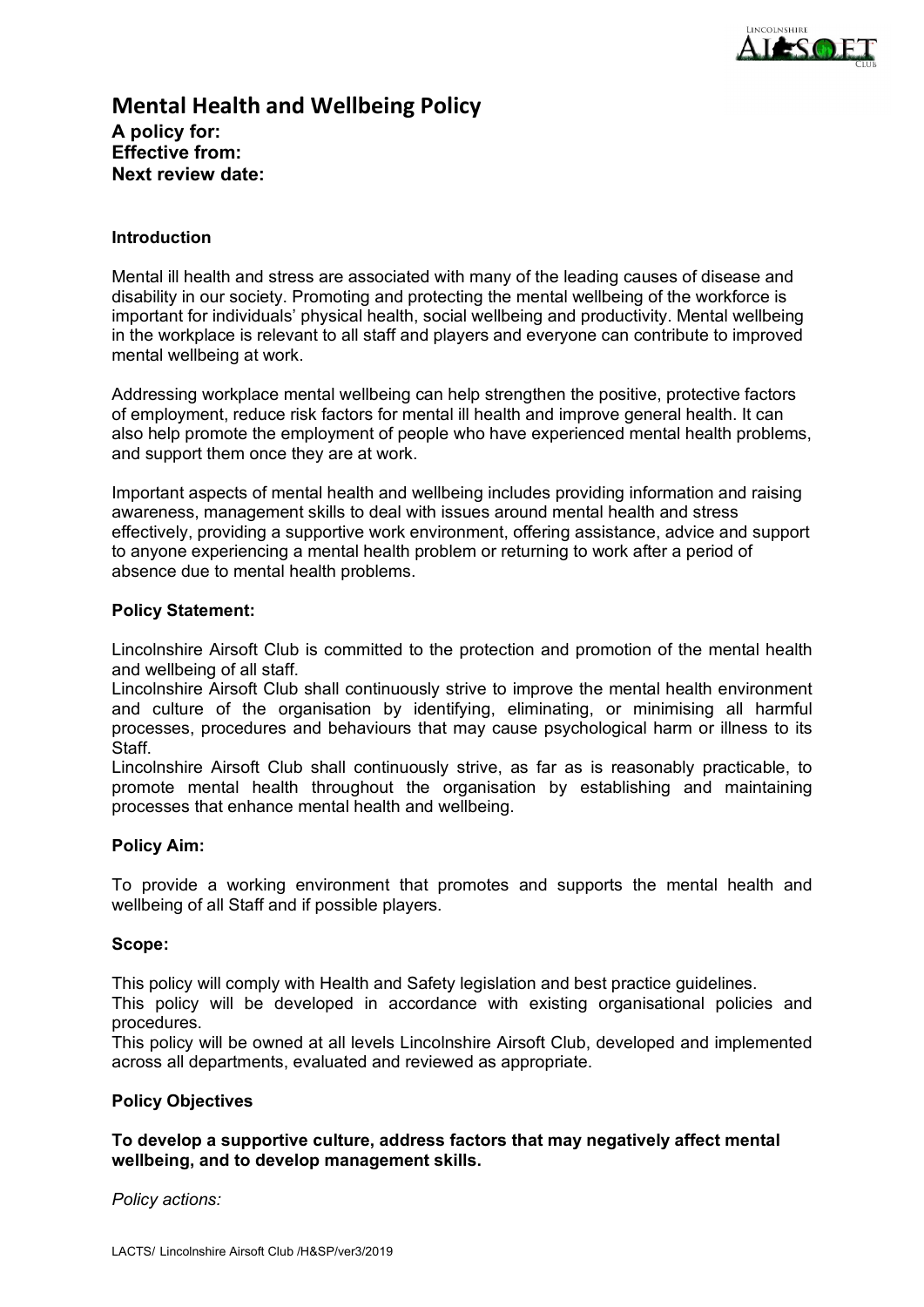# Mental Health and Wellbeing Policy

**A policy for:**
**Effective from:**
**Next review date:**

**Introduction**

Mental ill health and stress are associated with many of the leading causes of disease and disability in our society. Promoting and protecting the mental wellbeing of the workforce is important for individuals' physical health, social wellbeing and productivity. Mental wellbeing in the workplace is relevant to all staff and players and everyone can contribute to improved mental wellbeing at work.

Addressing workplace mental wellbeing can help strengthen the positive, protective factors of employment, reduce risk factors for mental ill health and improve general health. It can also help promote the employment of people who have experienced mental health problems, and support them once they are at work.

Important aspects of mental health and wellbeing includes providing information and raising awareness, management skills to deal with issues around mental health and stress effectively, providing a supportive work environment, offering assistance, advice and support to anyone experiencing a mental health problem or returning to work after a period of absence due to mental health problems.

**Policy Statement:**

Lincolnshire Airsoft Club is committed to the protection and promotion of the mental health and wellbeing of all staff.
Lincolnshire Airsoft Club shall continuously strive to improve the mental health environment and culture of the organisation by identifying, eliminating, or minimising all harmful processes, procedures and behaviours that may cause psychological harm or illness to its Staff.
Lincolnshire Airsoft Club shall continuously strive, as far as is reasonably practicable, to promote mental health throughout the organisation by establishing and maintaining processes that enhance mental health and wellbeing.

**Policy Aim:**

To provide a working environment that promotes and supports the mental health and wellbeing of all Staff and if possible players.

**Scope:**

This policy will comply with Health and Safety legislation and best practice guidelines.
This policy will be developed in accordance with existing organisational policies and procedures.
This policy will be owned at all levels Lincolnshire Airsoft Club, developed and implemented across all departments, evaluated and reviewed as appropriate.

**Policy Objectives**

**To develop a supportive culture, address factors that may negatively affect mental wellbeing, and to develop management skills.**

*Policy actions:*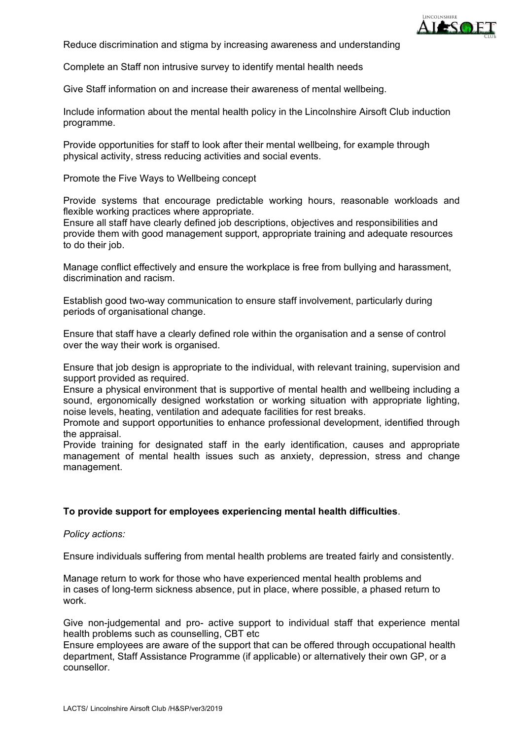Reduce discrimination and stigma by increasing awareness and understanding

Complete an Staff non intrusive survey to identify mental health needs

Give Staff information on and increase their awareness of mental wellbeing.

Include information about the mental health policy in the Lincolnshire Airsoft Club induction programme.

Provide opportunities for staff to look after their mental wellbeing, for example through physical activity, stress reducing activities and social events.

Promote the Five Ways to Wellbeing concept

Provide systems that encourage predictable working hours, reasonable workloads and flexible working practices where appropriate.
Ensure all staff have clearly defined job descriptions, objectives and responsibilities and provide them with good management support, appropriate training and adequate resources to do their job.

Manage conflict effectively and ensure the workplace is free from bullying and harassment, discrimination and racism.

Establish good two-way communication to ensure staff involvement, particularly during periods of organisational change.

Ensure that staff have a clearly defined role within the organisation and a sense of control over the way their work is organised.

Ensure that job design is appropriate to the individual, with relevant training, supervision and support provided as required.
Ensure a physical environment that is supportive of mental health and wellbeing including a sound, ergonomically designed workstation or working situation with appropriate lighting, noise levels, heating, ventilation and adequate facilities for rest breaks.
Promote and support opportunities to enhance professional development, identified through the appraisal.
Provide training for designated staff in the early identification, causes and appropriate management of mental health issues such as anxiety, depression, stress and change management.

**To provide support for employees experiencing mental health difficulties**.

*Policy actions:*

Ensure individuals suffering from mental health problems are treated fairly and consistently.

Manage return to work for those who have experienced mental health problems and in cases of long-term sickness absence, put in place, where possible, a phased return to work.

Give non-judgemental and pro- active support to individual staff that experience mental health problems such as counselling, CBT etc
Ensure employees are aware of the support that can be offered through occupational health department, Staff Assistance Programme (if applicable) or alternatively their own GP, or a counsellor.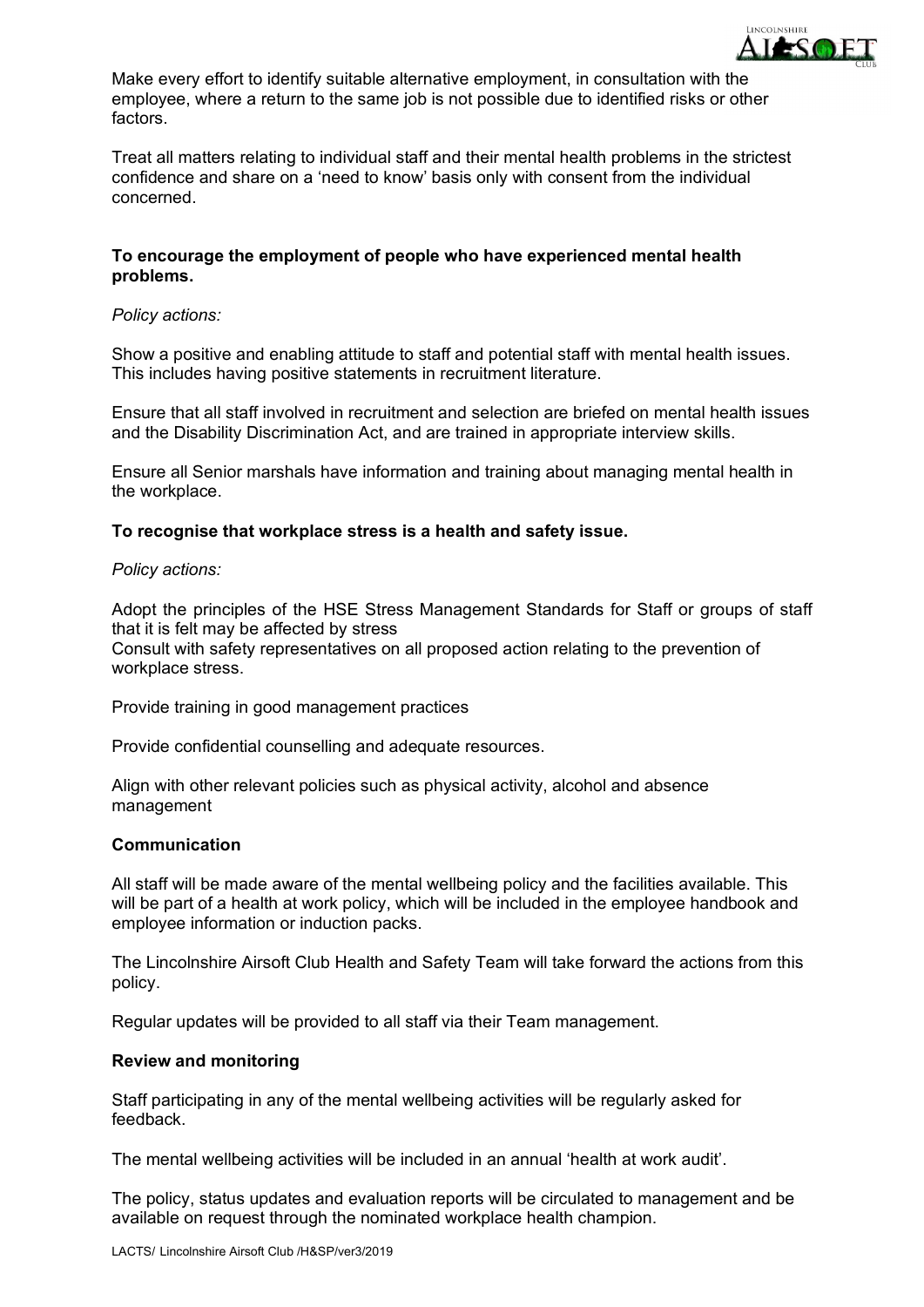Make every effort to identify suitable alternative employment, in consultation with the employee, where a return to the same job is not possible due to identified risks or other factors.

Treat all matters relating to individual staff and their mental health problems in the strictest confidence and share on a 'need to know' basis only with consent from the individual concerned.

**To encourage the employment of people who have experienced mental health problems.**

*Policy actions:*

Show a positive and enabling attitude to staff and potential staff with mental health issues. This includes having positive statements in recruitment literature.

Ensure that all staff involved in recruitment and selection are briefed on mental health issues and the Disability Discrimination Act, and are trained in appropriate interview skills.

Ensure all Senior marshals have information and training about managing mental health in the workplace.

**To recognise that workplace stress is a health and safety issue.**

*Policy actions:*

Adopt the principles of the HSE Stress Management Standards for Staff or groups of staff that it is felt may be affected by stress
Consult with safety representatives on all proposed action relating to the prevention of workplace stress.

Provide training in good management practices

Provide confidential counselling and adequate resources.

Align with other relevant policies such as physical activity, alcohol and absence management

**Communication**

All staff will be made aware of the mental wellbeing policy and the facilities available. This will be part of a health at work policy, which will be included in the employee handbook and employee information or induction packs.

The Lincolnshire Airsoft Club Health and Safety Team will take forward the actions from this policy.

Regular updates will be provided to all staff via their Team management.

**Review and monitoring**

Staff participating in any of the mental wellbeing activities will be regularly asked for feedback.

The mental wellbeing activities will be included in an annual 'health at work audit'.

The policy, status updates and evaluation reports will be circulated to management and be available on request through the nominated workplace health champion.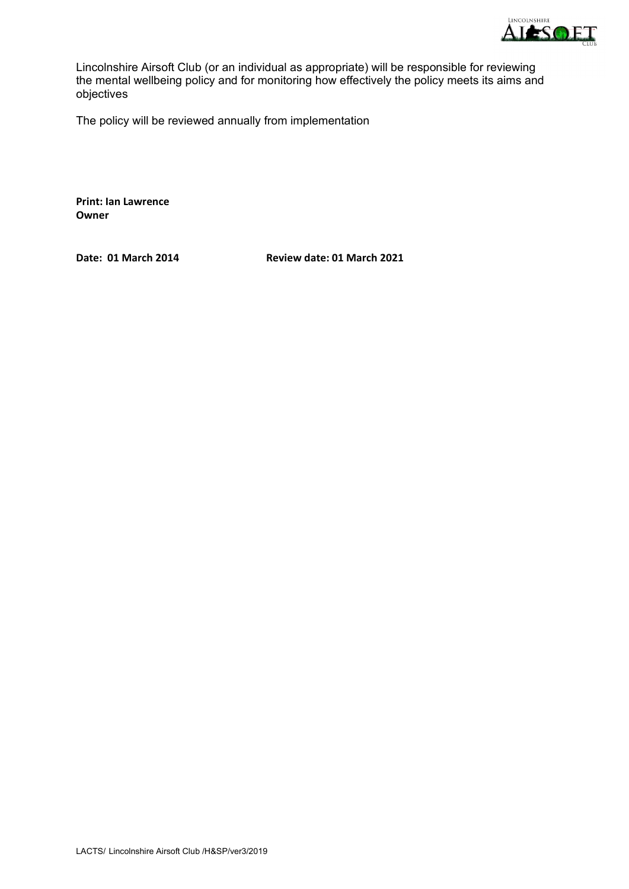Lincolnshire Airsoft Club (or an individual as appropriate) will be responsible for reviewing the mental wellbeing policy and for monitoring how effectively the policy meets its aims and objectives

The policy will be reviewed annually from implementation

**Print: Ian Lawrence**
**Owner**

**Date: 01 March 2014** **Review date: 01 March 2021**